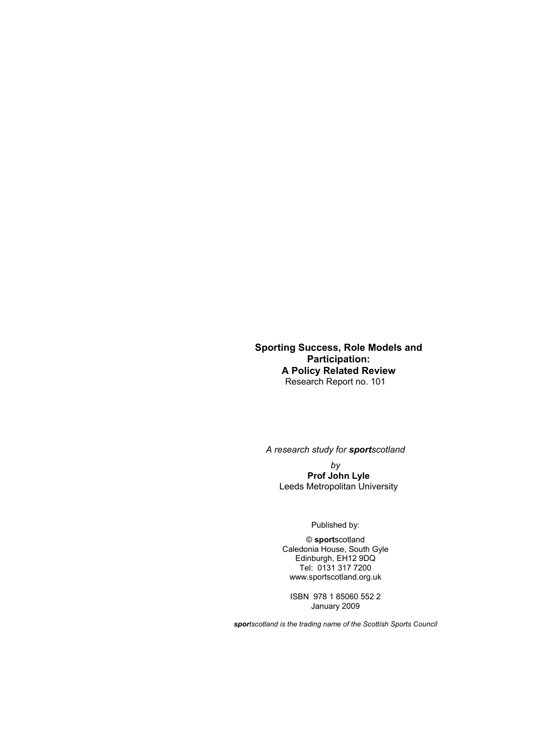# Sporting Success, Role Models and Participation: A Policy Related Review

Research Report no. 101

*A research study for **sport**scotland*

*by*

**Prof John Lyle**

Leeds Metropolitan University

Published by:

© **sport**scotland
Caledonia House, South Gyle
Edinburgh, EH12 9DQ
Tel: 0131 317 7200
www.sportscotland.org.uk

ISBN 978 1 85060 552 2
January 2009

***spor**tscotland is the trading name of the Scottish Sports Council*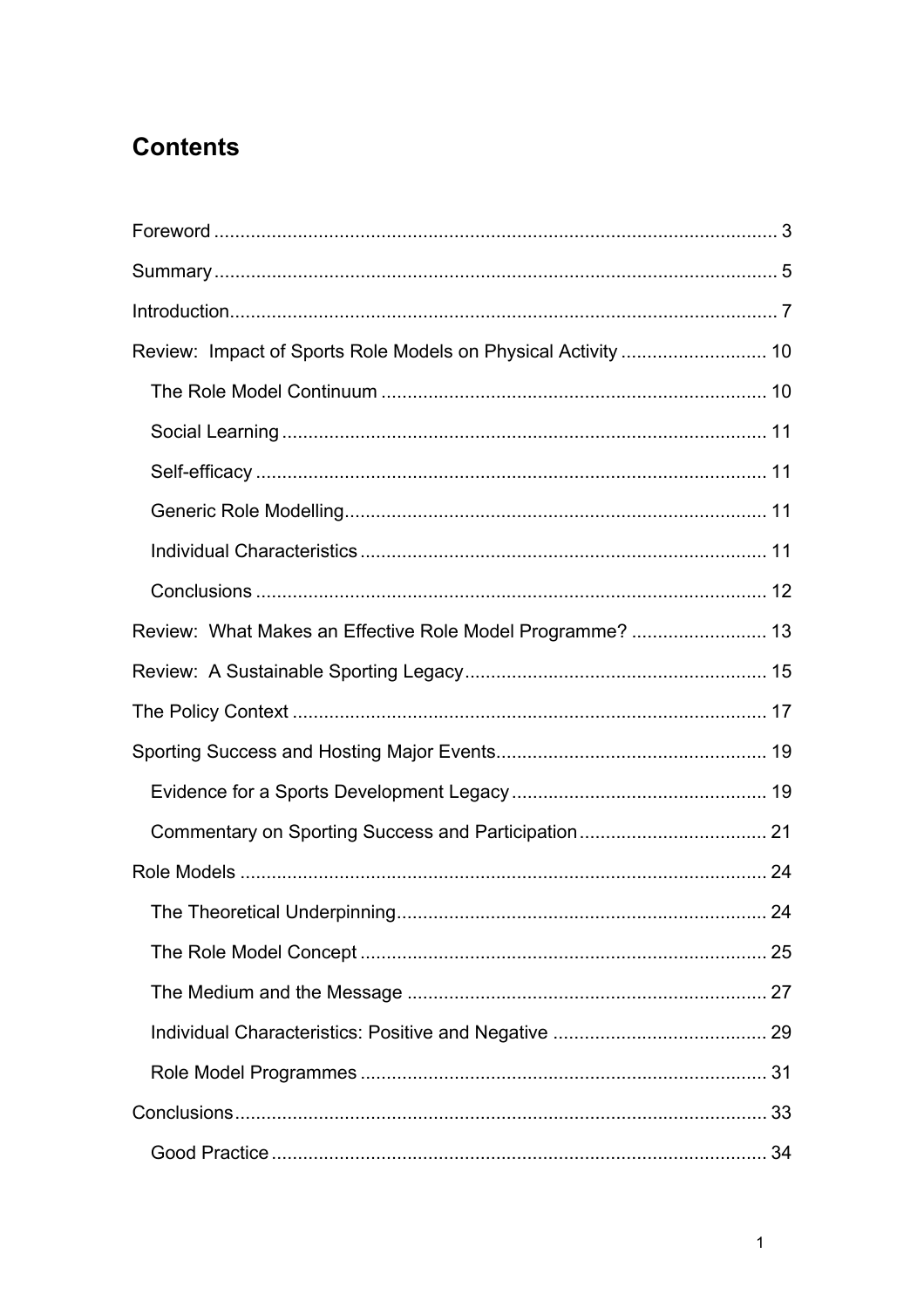# Contents

Foreword ........................................................................................................... 3

Summary ........................................................................................................... 5

Introduction........................................................................................................ 7

Review: Impact of Sports Role Models on Physical Activity ............................ 10

- The Role Model Continuum ......................................................................... 10
- Social Learning ............................................................................................ 11
- Self-efficacy ................................................................................................. 11
- Generic Role Modelling................................................................................ 11
- Individual Characteristics ............................................................................. 11
- Conclusions ................................................................................................. 12

Review: What Makes an Effective Role Model Programme? .......................... 13

Review: A Sustainable Sporting Legacy......................................................... 15

The Policy Context .......................................................................................... 17

Sporting Success and Hosting Major Events................................................... 19

- Evidence for a Sports Development Legacy ................................................ 19
- Commentary on Sporting Success and Participation ................................... 21

Role Models .................................................................................................... 24

- The Theoretical Underpinning...................................................................... 24
- The Role Model Concept ............................................................................. 25
- The Medium and the Message .................................................................... 27
- Individual Characteristics: Positive and Negative ......................................... 29
- Role Model Programmes ............................................................................. 31

Conclusions..................................................................................................... 33

- Good Practice .............................................................................................. 34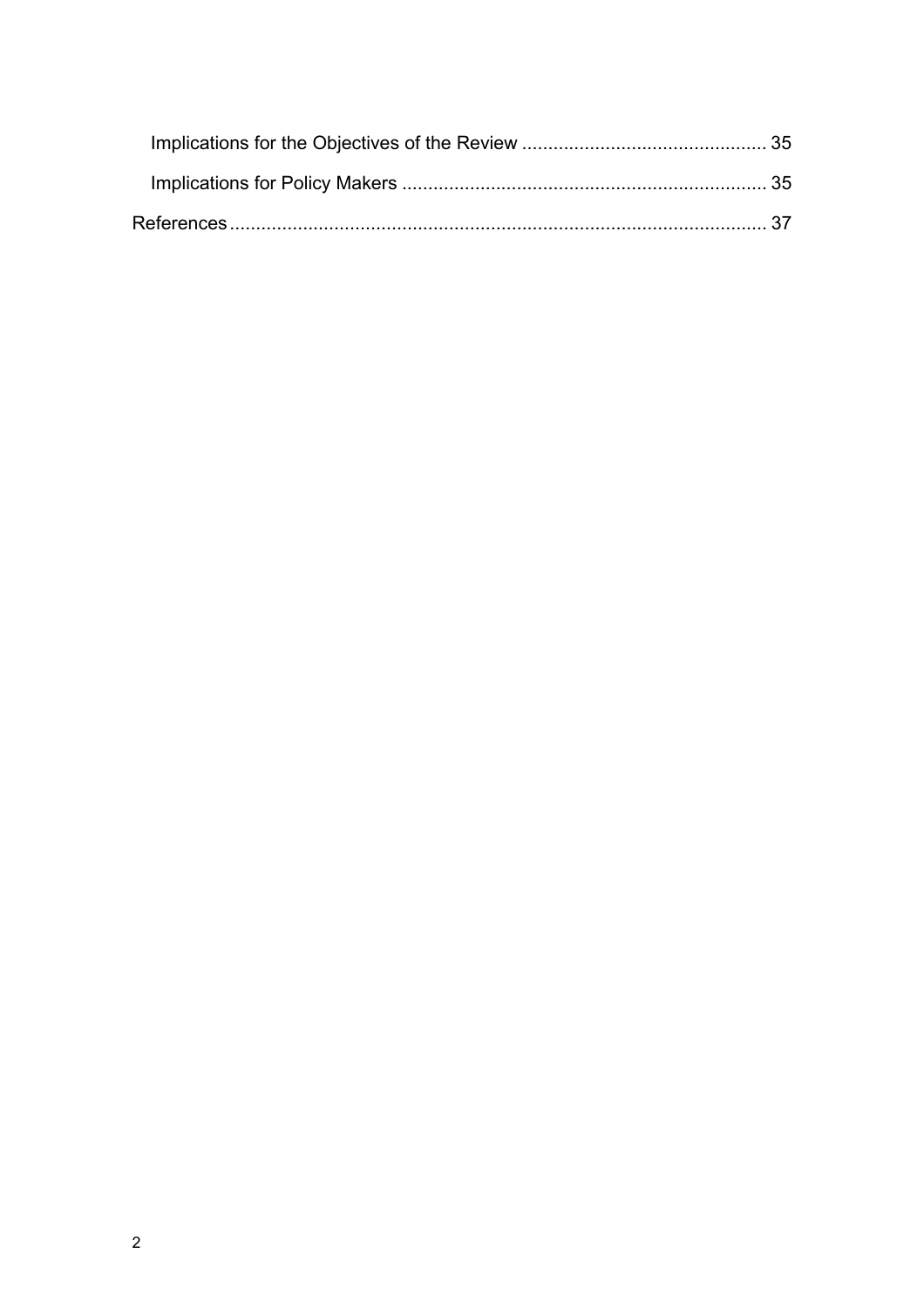Implications for the Objectives of the Review ............................................. 35

Implications for Policy Makers .................................................................... 35

References ..................................................................................................... 37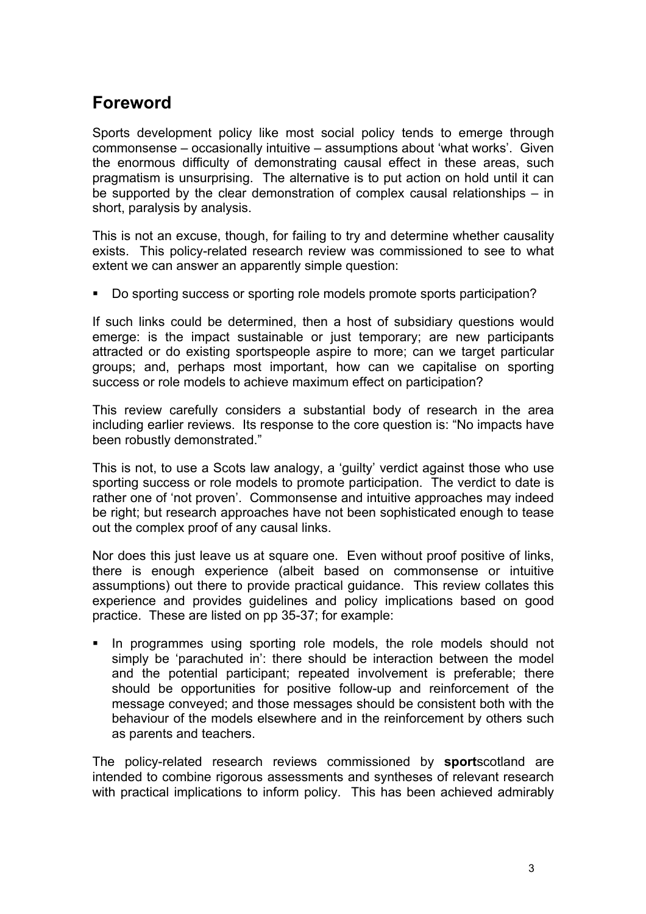## Foreword

Sports development policy like most social policy tends to emerge through commonsense – occasionally intuitive – assumptions about 'what works'. Given the enormous difficulty of demonstrating causal effect in these areas, such pragmatism is unsurprising. The alternative is to put action on hold until it can be supported by the clear demonstration of complex causal relationships – in short, paralysis by analysis.

This is not an excuse, though, for failing to try and determine whether causality exists. This policy-related research review was commissioned to see to what extent we can answer an apparently simple question:

- Do sporting success or sporting role models promote sports participation?

If such links could be determined, then a host of subsidiary questions would emerge: is the impact sustainable or just temporary; are new participants attracted or do existing sportspeople aspire to more; can we target particular groups; and, perhaps most important, how can we capitalise on sporting success or role models to achieve maximum effect on participation?

This review carefully considers a substantial body of research in the area including earlier reviews. Its response to the core question is: "No impacts have been robustly demonstrated."

This is not, to use a Scots law analogy, a 'guilty' verdict against those who use sporting success or role models to promote participation. The verdict to date is rather one of 'not proven'. Commonsense and intuitive approaches may indeed be right; but research approaches have not been sophisticated enough to tease out the complex proof of any causal links.

Nor does this just leave us at square one. Even without proof positive of links, there is enough experience (albeit based on commonsense or intuitive assumptions) out there to provide practical guidance. This review collates this experience and provides guidelines and policy implications based on good practice. These are listed on pp 35-37; for example:

- In programmes using sporting role models, the role models should not simply be 'parachuted in': there should be interaction between the model and the potential participant; repeated involvement is preferable; there should be opportunities for positive follow-up and reinforcement of the message conveyed; and those messages should be consistent both with the behaviour of the models elsewhere and in the reinforcement by others such as parents and teachers.

The policy-related research reviews commissioned by **sport**scotland are intended to combine rigorous assessments and syntheses of relevant research with practical implications to inform policy. This has been achieved admirably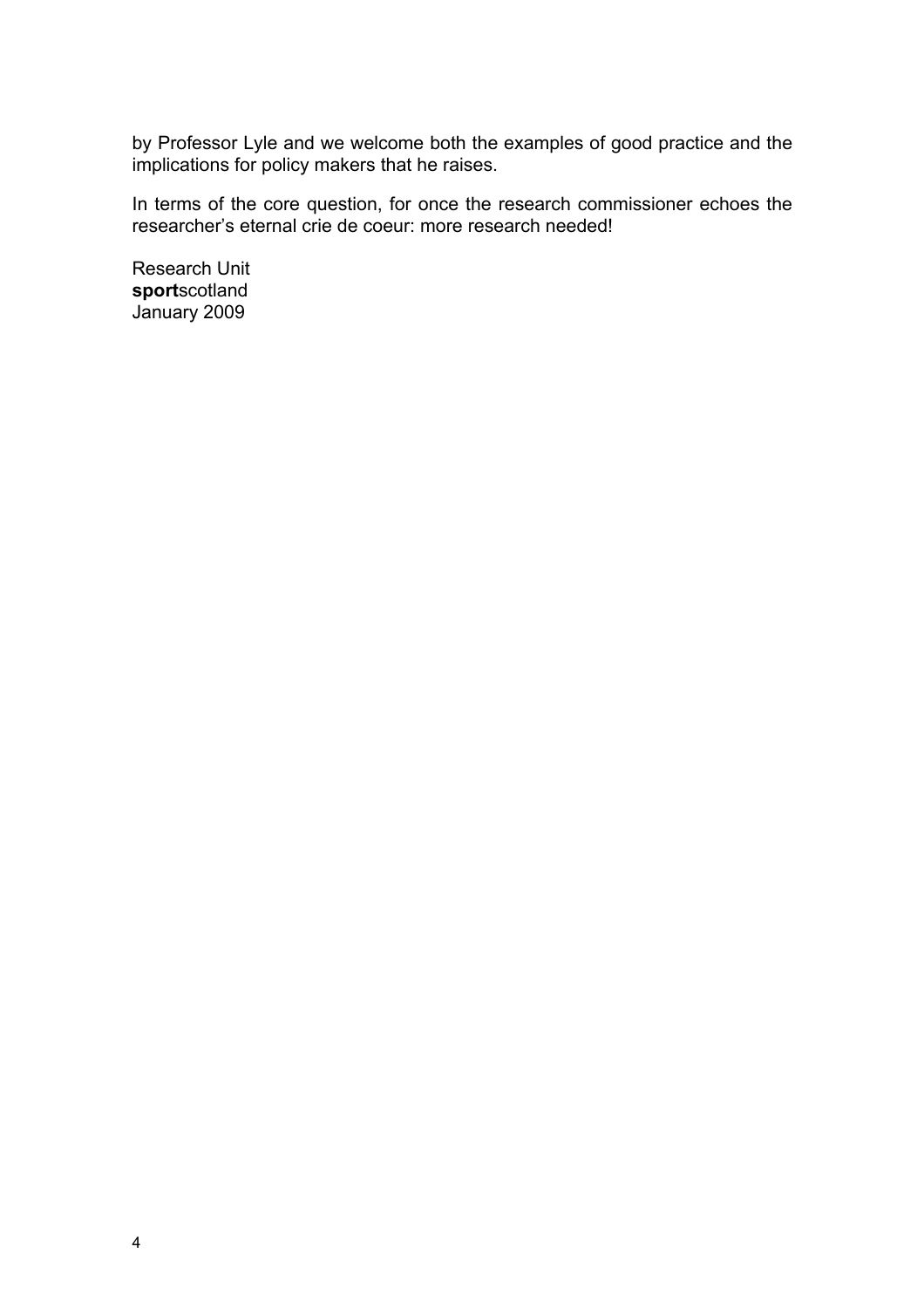by Professor Lyle and we welcome both the examples of good practice and the implications for policy makers that he raises.

In terms of the core question, for once the research commissioner echoes the researcher's eternal crie de coeur: more research needed!

Research Unit
**sport**scotland
January 2009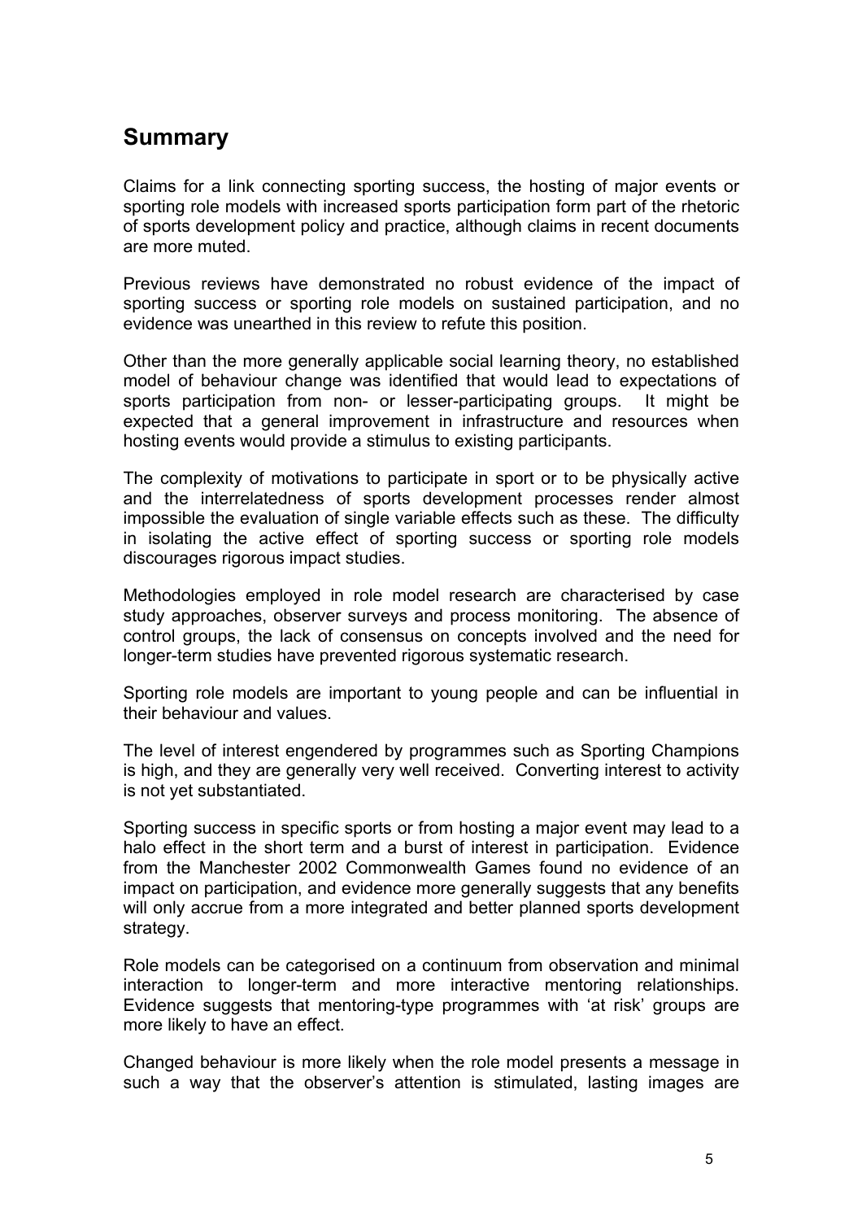## Summary

Claims for a link connecting sporting success, the hosting of major events or sporting role models with increased sports participation form part of the rhetoric of sports development policy and practice, although claims in recent documents are more muted.

Previous reviews have demonstrated no robust evidence of the impact of sporting success or sporting role models on sustained participation, and no evidence was unearthed in this review to refute this position.

Other than the more generally applicable social learning theory, no established model of behaviour change was identified that would lead to expectations of sports participation from non- or lesser-participating groups. It might be expected that a general improvement in infrastructure and resources when hosting events would provide a stimulus to existing participants.

The complexity of motivations to participate in sport or to be physically active and the interrelatedness of sports development processes render almost impossible the evaluation of single variable effects such as these. The difficulty in isolating the active effect of sporting success or sporting role models discourages rigorous impact studies.

Methodologies employed in role model research are characterised by case study approaches, observer surveys and process monitoring. The absence of control groups, the lack of consensus on concepts involved and the need for longer-term studies have prevented rigorous systematic research.

Sporting role models are important to young people and can be influential in their behaviour and values.

The level of interest engendered by programmes such as Sporting Champions is high, and they are generally very well received. Converting interest to activity is not yet substantiated.

Sporting success in specific sports or from hosting a major event may lead to a halo effect in the short term and a burst of interest in participation. Evidence from the Manchester 2002 Commonwealth Games found no evidence of an impact on participation, and evidence more generally suggests that any benefits will only accrue from a more integrated and better planned sports development strategy.

Role models can be categorised on a continuum from observation and minimal interaction to longer-term and more interactive mentoring relationships. Evidence suggests that mentoring-type programmes with 'at risk' groups are more likely to have an effect.

Changed behaviour is more likely when the role model presents a message in such a way that the observer's attention is stimulated, lasting images are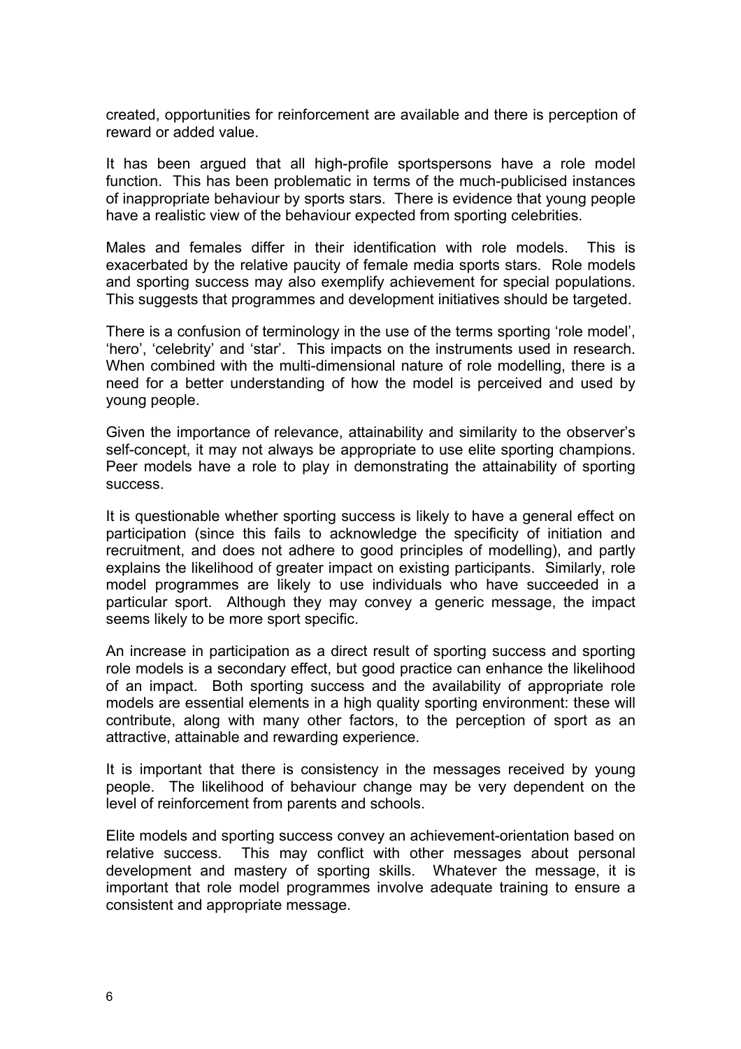created, opportunities for reinforcement are available and there is perception of reward or added value.

It has been argued that all high-profile sportspersons have a role model function. This has been problematic in terms of the much-publicised instances of inappropriate behaviour by sports stars. There is evidence that young people have a realistic view of the behaviour expected from sporting celebrities.

Males and females differ in their identification with role models. This is exacerbated by the relative paucity of female media sports stars. Role models and sporting success may also exemplify achievement for special populations. This suggests that programmes and development initiatives should be targeted.

There is a confusion of terminology in the use of the terms sporting 'role model', 'hero', 'celebrity' and 'star'. This impacts on the instruments used in research. When combined with the multi-dimensional nature of role modelling, there is a need for a better understanding of how the model is perceived and used by young people.

Given the importance of relevance, attainability and similarity to the observer's self-concept, it may not always be appropriate to use elite sporting champions. Peer models have a role to play in demonstrating the attainability of sporting success.

It is questionable whether sporting success is likely to have a general effect on participation (since this fails to acknowledge the specificity of initiation and recruitment, and does not adhere to good principles of modelling), and partly explains the likelihood of greater impact on existing participants. Similarly, role model programmes are likely to use individuals who have succeeded in a particular sport. Although they may convey a generic message, the impact seems likely to be more sport specific.

An increase in participation as a direct result of sporting success and sporting role models is a secondary effect, but good practice can enhance the likelihood of an impact. Both sporting success and the availability of appropriate role models are essential elements in a high quality sporting environment: these will contribute, along with many other factors, to the perception of sport as an attractive, attainable and rewarding experience.

It is important that there is consistency in the messages received by young people. The likelihood of behaviour change may be very dependent on the level of reinforcement from parents and schools.

Elite models and sporting success convey an achievement-orientation based on relative success. This may conflict with other messages about personal development and mastery of sporting skills. Whatever the message, it is important that role model programmes involve adequate training to ensure a consistent and appropriate message.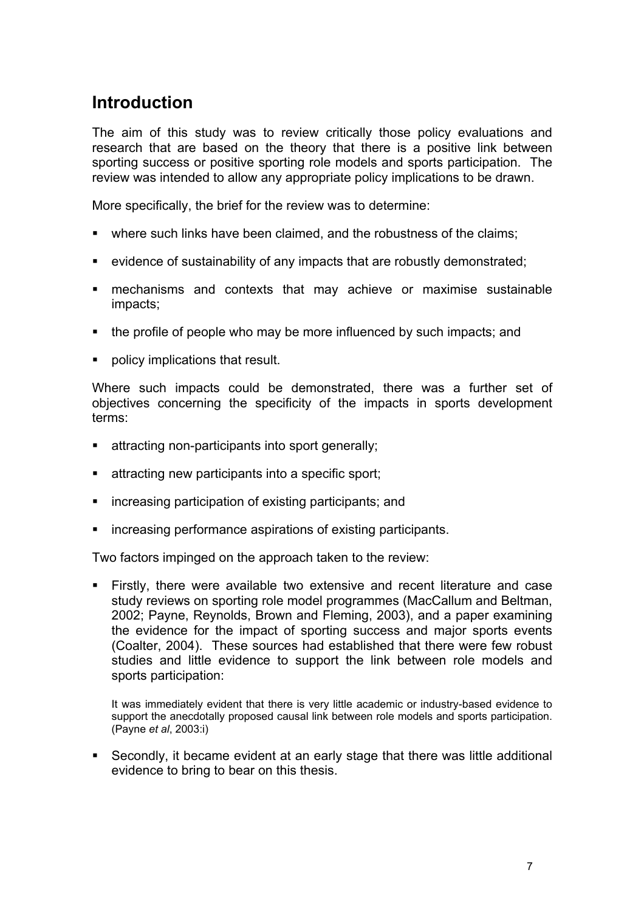## Introduction

The aim of this study was to review critically those policy evaluations and research that are based on the theory that there is a positive link between sporting success or positive sporting role models and sports participation. The review was intended to allow any appropriate policy implications to be drawn.

More specifically, the brief for the review was to determine:

- where such links have been claimed, and the robustness of the claims;
- evidence of sustainability of any impacts that are robustly demonstrated;
- mechanisms and contexts that may achieve or maximise sustainable impacts;
- the profile of people who may be more influenced by such impacts; and
- policy implications that result.

Where such impacts could be demonstrated, there was a further set of objectives concerning the specificity of the impacts in sports development terms:

- attracting non-participants into sport generally;
- attracting new participants into a specific sport;
- increasing participation of existing participants; and
- increasing performance aspirations of existing participants.

Two factors impinged on the approach taken to the review:

- Firstly, there were available two extensive and recent literature and case study reviews on sporting role model programmes (MacCallum and Beltman, 2002; Payne, Reynolds, Brown and Fleming, 2003), and a paper examining the evidence for the impact of sporting success and major sports events (Coalter, 2004). These sources had established that there were few robust studies and little evidence to support the link between role models and sports participation:

  It was immediately evident that there is very little academic or industry-based evidence to support the anecdotally proposed causal link between role models and sports participation. (Payne *et al*, 2003:i)

- Secondly, it became evident at an early stage that there was little additional evidence to bring to bear on this thesis.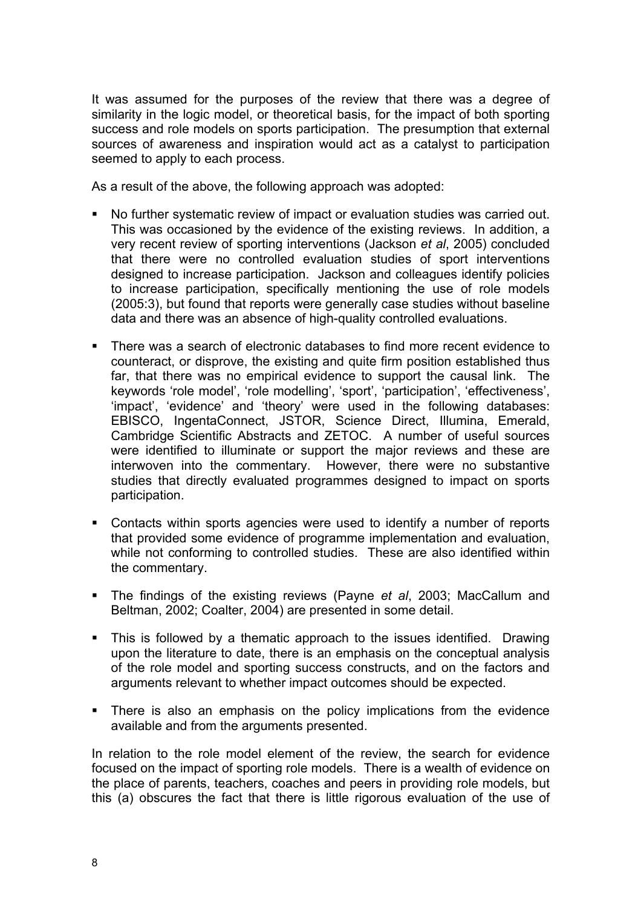It was assumed for the purposes of the review that there was a degree of similarity in the logic model, or theoretical basis, for the impact of both sporting success and role models on sports participation. The presumption that external sources of awareness and inspiration would act as a catalyst to participation seemed to apply to each process.

As a result of the above, the following approach was adopted:

- No further systematic review of impact or evaluation studies was carried out. This was occasioned by the evidence of the existing reviews. In addition, a very recent review of sporting interventions (Jackson *et al*, 2005) concluded that there were no controlled evaluation studies of sport interventions designed to increase participation. Jackson and colleagues identify policies to increase participation, specifically mentioning the use of role models (2005:3), but found that reports were generally case studies without baseline data and there was an absence of high-quality controlled evaluations.

- There was a search of electronic databases to find more recent evidence to counteract, or disprove, the existing and quite firm position established thus far, that there was no empirical evidence to support the causal link. The keywords 'role model', 'role modelling', 'sport', 'participation', 'effectiveness', 'impact', 'evidence' and 'theory' were used in the following databases: EBISCO, IngentaConnect, JSTOR, Science Direct, Illumina, Emerald, Cambridge Scientific Abstracts and ZETOC. A number of useful sources were identified to illuminate or support the major reviews and these are interwoven into the commentary. However, there were no substantive studies that directly evaluated programmes designed to impact on sports participation.

- Contacts within sports agencies were used to identify a number of reports that provided some evidence of programme implementation and evaluation, while not conforming to controlled studies. These are also identified within the commentary.

- The findings of the existing reviews (Payne *et al*, 2003; MacCallum and Beltman, 2002; Coalter, 2004) are presented in some detail.

- This is followed by a thematic approach to the issues identified. Drawing upon the literature to date, there is an emphasis on the conceptual analysis of the role model and sporting success constructs, and on the factors and arguments relevant to whether impact outcomes should be expected.

- There is also an emphasis on the policy implications from the evidence available and from the arguments presented.

In relation to the role model element of the review, the search for evidence focused on the impact of sporting role models. There is a wealth of evidence on the place of parents, teachers, coaches and peers in providing role models, but this (a) obscures the fact that there is little rigorous evaluation of the use of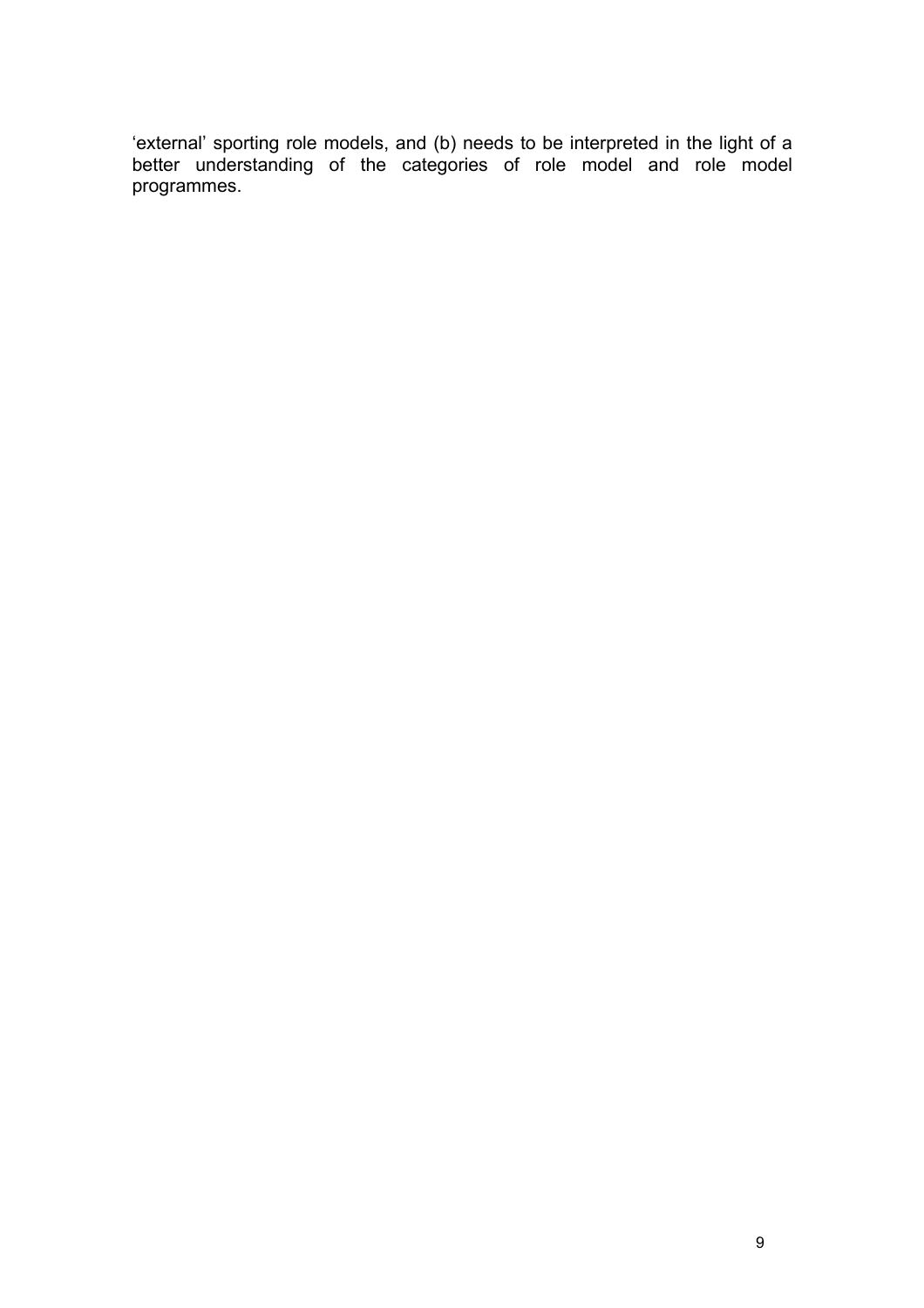'external' sporting role models, and (b) needs to be interpreted in the light of a better understanding of the categories of role model and role model programmes.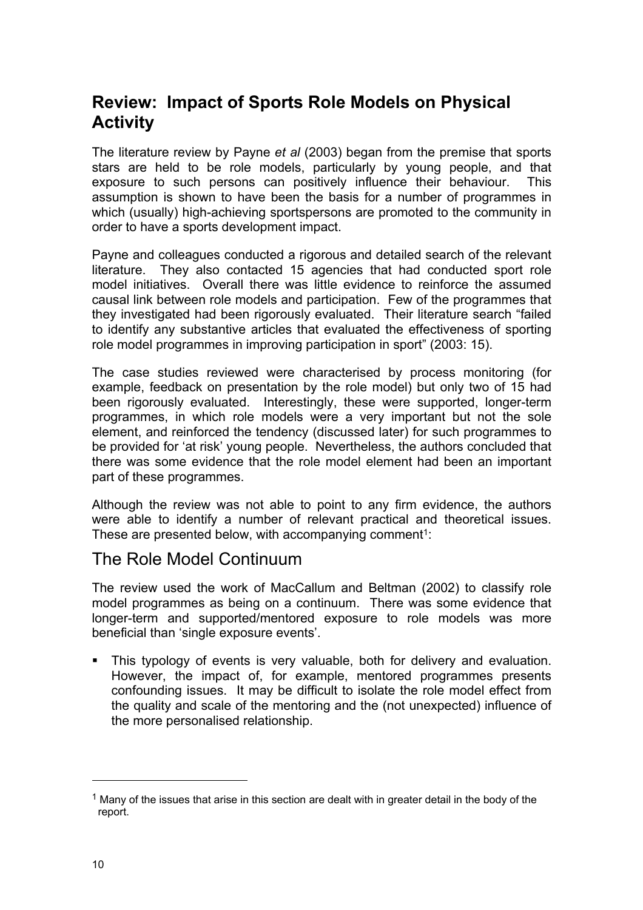## Review: Impact of Sports Role Models on Physical Activity

The literature review by Payne *et al* (2003) began from the premise that sports stars are held to be role models, particularly by young people, and that exposure to such persons can positively influence their behaviour. This assumption is shown to have been the basis for a number of programmes in which (usually) high-achieving sportspersons are promoted to the community in order to have a sports development impact.

Payne and colleagues conducted a rigorous and detailed search of the relevant literature. They also contacted 15 agencies that had conducted sport role model initiatives. Overall there was little evidence to reinforce the assumed causal link between role models and participation. Few of the programmes that they investigated had been rigorously evaluated. Their literature search "failed to identify any substantive articles that evaluated the effectiveness of sporting role model programmes in improving participation in sport" (2003: 15).

The case studies reviewed were characterised by process monitoring (for example, feedback on presentation by the role model) but only two of 15 had been rigorously evaluated. Interestingly, these were supported, longer-term programmes, in which role models were a very important but not the sole element, and reinforced the tendency (discussed later) for such programmes to be provided for 'at risk' young people. Nevertheless, the authors concluded that there was some evidence that the role model element had been an important part of these programmes.

Although the review was not able to point to any firm evidence, the authors were able to identify a number of relevant practical and theoretical issues. These are presented below, with accompanying comment[1]:

### The Role Model Continuum

The review used the work of MacCallum and Beltman (2002) to classify role model programmes as being on a continuum. There was some evidence that longer-term and supported/mentored exposure to role models was more beneficial than 'single exposure events'.

- This typology of events is very valuable, both for delivery and evaluation. However, the impact of, for example, mentored programmes presents confounding issues. It may be difficult to isolate the role model effect from the quality and scale of the mentoring and the (not unexpected) influence of the more personalised relationship.

---

[1] Many of the issues that arise in this section are dealt with in greater detail in the body of the report.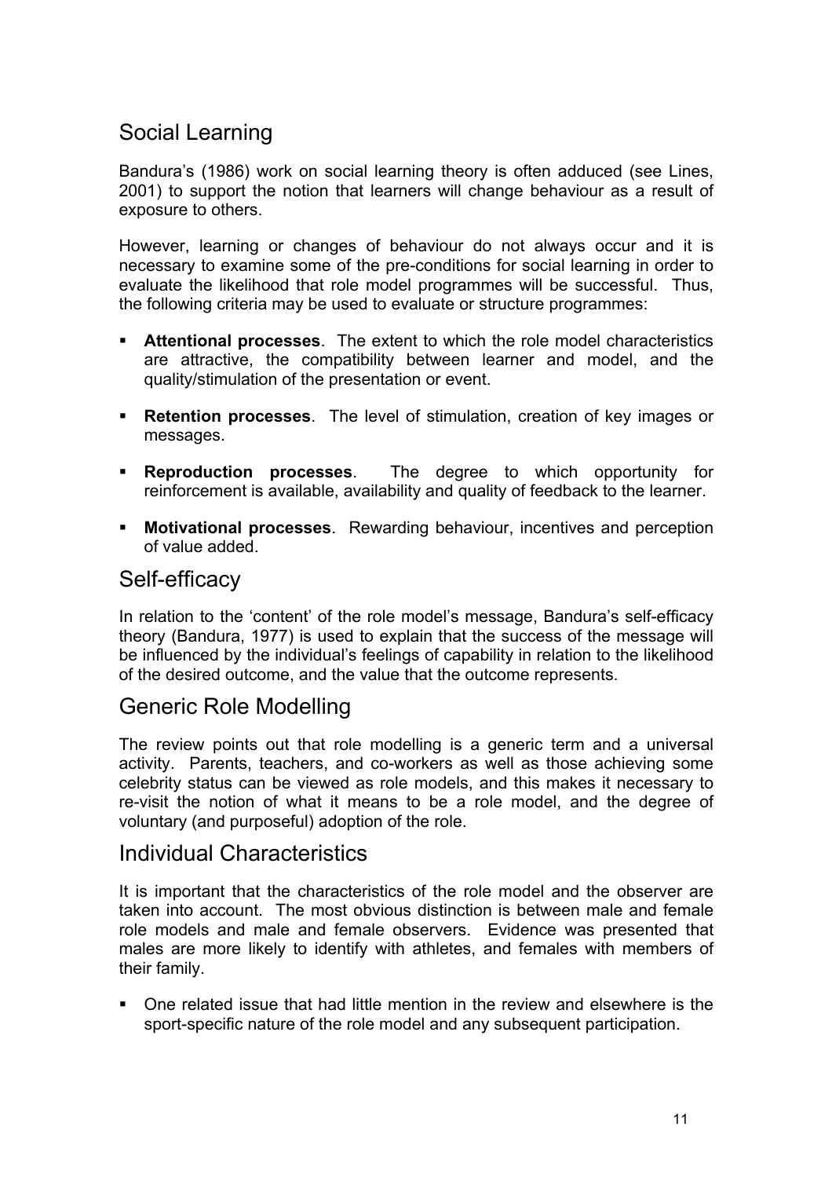## Social Learning

Bandura's (1986) work on social learning theory is often adduced (see Lines, 2001) to support the notion that learners will change behaviour as a result of exposure to others.

However, learning or changes of behaviour do not always occur and it is necessary to examine some of the pre-conditions for social learning in order to evaluate the likelihood that role model programmes will be successful. Thus, the following criteria may be used to evaluate or structure programmes:

- **Attentional processes**. The extent to which the role model characteristics are attractive, the compatibility between learner and model, and the quality/stimulation of the presentation or event.
- **Retention processes**. The level of stimulation, creation of key images or messages.
- **Reproduction processes**. The degree to which opportunity for reinforcement is available, availability and quality of feedback to the learner.
- **Motivational processes**. Rewarding behaviour, incentives and perception of value added.

## Self-efficacy

In relation to the 'content' of the role model's message, Bandura's self-efficacy theory (Bandura, 1977) is used to explain that the success of the message will be influenced by the individual's feelings of capability in relation to the likelihood of the desired outcome, and the value that the outcome represents.

## Generic Role Modelling

The review points out that role modelling is a generic term and a universal activity. Parents, teachers, and co-workers as well as those achieving some celebrity status can be viewed as role models, and this makes it necessary to re-visit the notion of what it means to be a role model, and the degree of voluntary (and purposeful) adoption of the role.

## Individual Characteristics

It is important that the characteristics of the role model and the observer are taken into account. The most obvious distinction is between male and female role models and male and female observers. Evidence was presented that males are more likely to identify with athletes, and females with members of their family.

- One related issue that had little mention in the review and elsewhere is the sport-specific nature of the role model and any subsequent participation.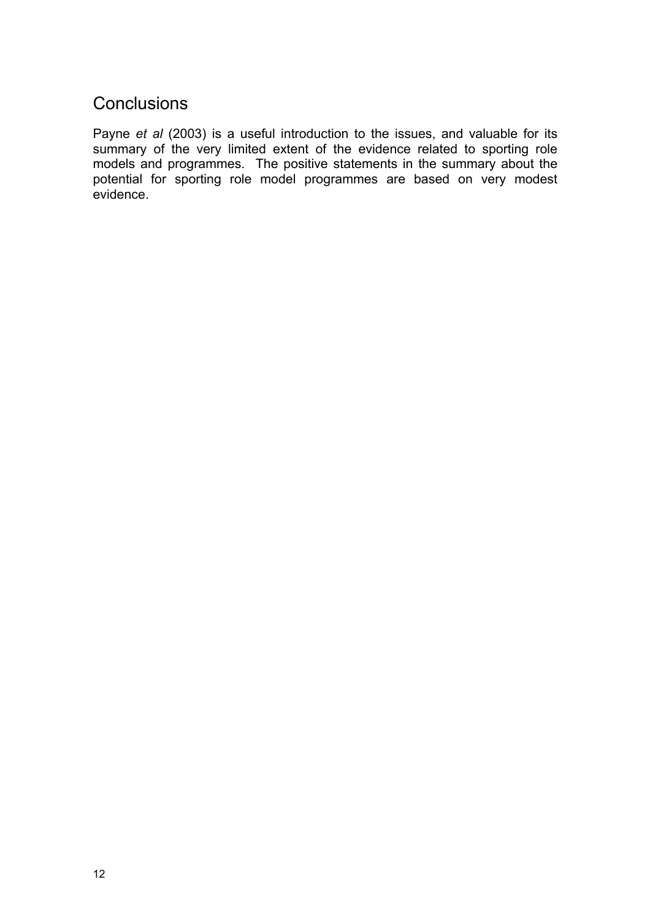## Conclusions

Payne *et al* (2003) is a useful introduction to the issues, and valuable for its summary of the very limited extent of the evidence related to sporting role models and programmes. The positive statements in the summary about the potential for sporting role model programmes are based on very modest evidence.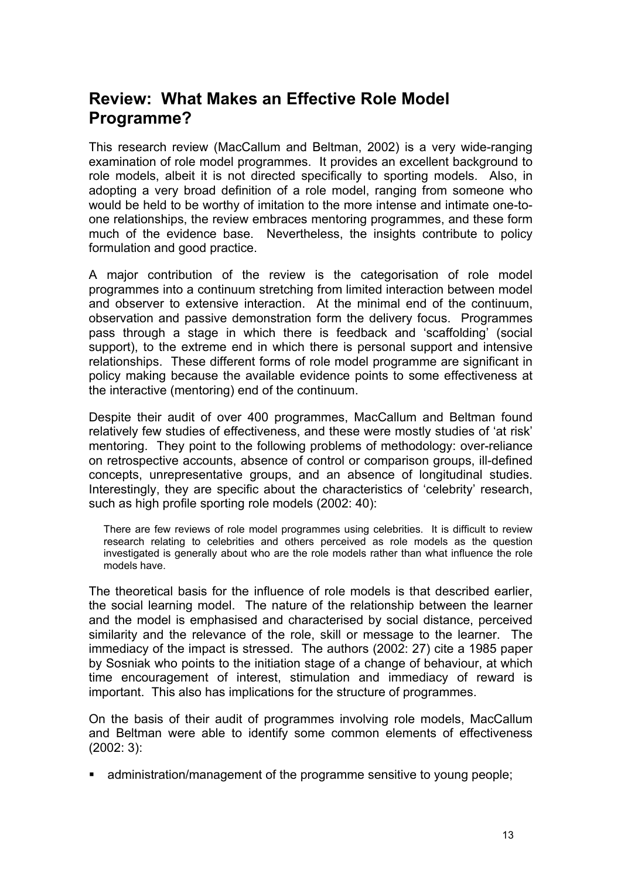## Review: What Makes an Effective Role Model Programme?

This research review (MacCallum and Beltman, 2002) is a very wide-ranging examination of role model programmes. It provides an excellent background to role models, albeit it is not directed specifically to sporting models. Also, in adopting a very broad definition of a role model, ranging from someone who would be held to be worthy of imitation to the more intense and intimate one-to-one relationships, the review embraces mentoring programmes, and these form much of the evidence base. Nevertheless, the insights contribute to policy formulation and good practice.

A major contribution of the review is the categorisation of role model programmes into a continuum stretching from limited interaction between model and observer to extensive interaction. At the minimal end of the continuum, observation and passive demonstration form the delivery focus. Programmes pass through a stage in which there is feedback and 'scaffolding' (social support), to the extreme end in which there is personal support and intensive relationships. These different forms of role model programme are significant in policy making because the available evidence points to some effectiveness at the interactive (mentoring) end of the continuum.

Despite their audit of over 400 programmes, MacCallum and Beltman found relatively few studies of effectiveness, and these were mostly studies of 'at risk' mentoring. They point to the following problems of methodology: over-reliance on retrospective accounts, absence of control or comparison groups, ill-defined concepts, unrepresentative groups, and an absence of longitudinal studies. Interestingly, they are specific about the characteristics of 'celebrity' research, such as high profile sporting role models (2002: 40):

> There are few reviews of role model programmes using celebrities. It is difficult to review research relating to celebrities and others perceived as role models as the question investigated is generally about who are the role models rather than what influence the role models have.

The theoretical basis for the influence of role models is that described earlier, the social learning model. The nature of the relationship between the learner and the model is emphasised and characterised by social distance, perceived similarity and the relevance of the role, skill or message to the learner. The immediacy of the impact is stressed. The authors (2002: 27) cite a 1985 paper by Sosniak who points to the initiation stage of a change of behaviour, at which time encouragement of interest, stimulation and immediacy of reward is important. This also has implications for the structure of programmes.

On the basis of their audit of programmes involving role models, MacCallum and Beltman were able to identify some common elements of effectiveness (2002: 3):

- administration/management of the programme sensitive to young people;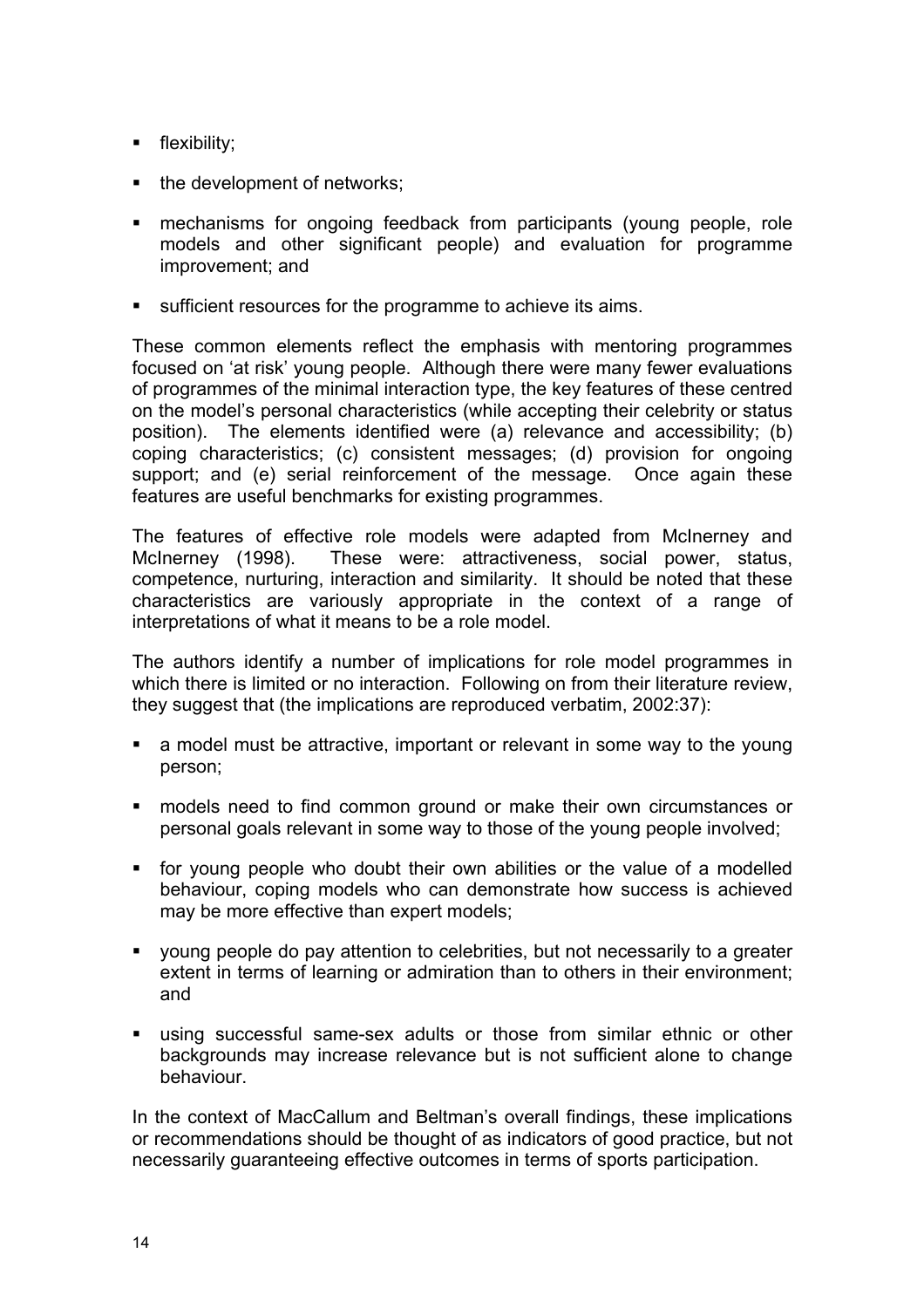- flexibility;
- the development of networks;
- mechanisms for ongoing feedback from participants (young people, role models and other significant people) and evaluation for programme improvement; and
- sufficient resources for the programme to achieve its aims.

These common elements reflect the emphasis with mentoring programmes focused on 'at risk' young people. Although there were many fewer evaluations of programmes of the minimal interaction type, the key features of these centred on the model's personal characteristics (while accepting their celebrity or status position). The elements identified were (a) relevance and accessibility; (b) coping characteristics; (c) consistent messages; (d) provision for ongoing support; and (e) serial reinforcement of the message. Once again these features are useful benchmarks for existing programmes.

The features of effective role models were adapted from McInerney and McInerney (1998). These were: attractiveness, social power, status, competence, nurturing, interaction and similarity. It should be noted that these characteristics are variously appropriate in the context of a range of interpretations of what it means to be a role model.

The authors identify a number of implications for role model programmes in which there is limited or no interaction. Following on from their literature review, they suggest that (the implications are reproduced verbatim, 2002:37):

- a model must be attractive, important or relevant in some way to the young person;
- models need to find common ground or make their own circumstances or personal goals relevant in some way to those of the young people involved;
- for young people who doubt their own abilities or the value of a modelled behaviour, coping models who can demonstrate how success is achieved may be more effective than expert models;
- young people do pay attention to celebrities, but not necessarily to a greater extent in terms of learning or admiration than to others in their environment; and
- using successful same-sex adults or those from similar ethnic or other backgrounds may increase relevance but is not sufficient alone to change behaviour.

In the context of MacCallum and Beltman's overall findings, these implications or recommendations should be thought of as indicators of good practice, but not necessarily guaranteeing effective outcomes in terms of sports participation.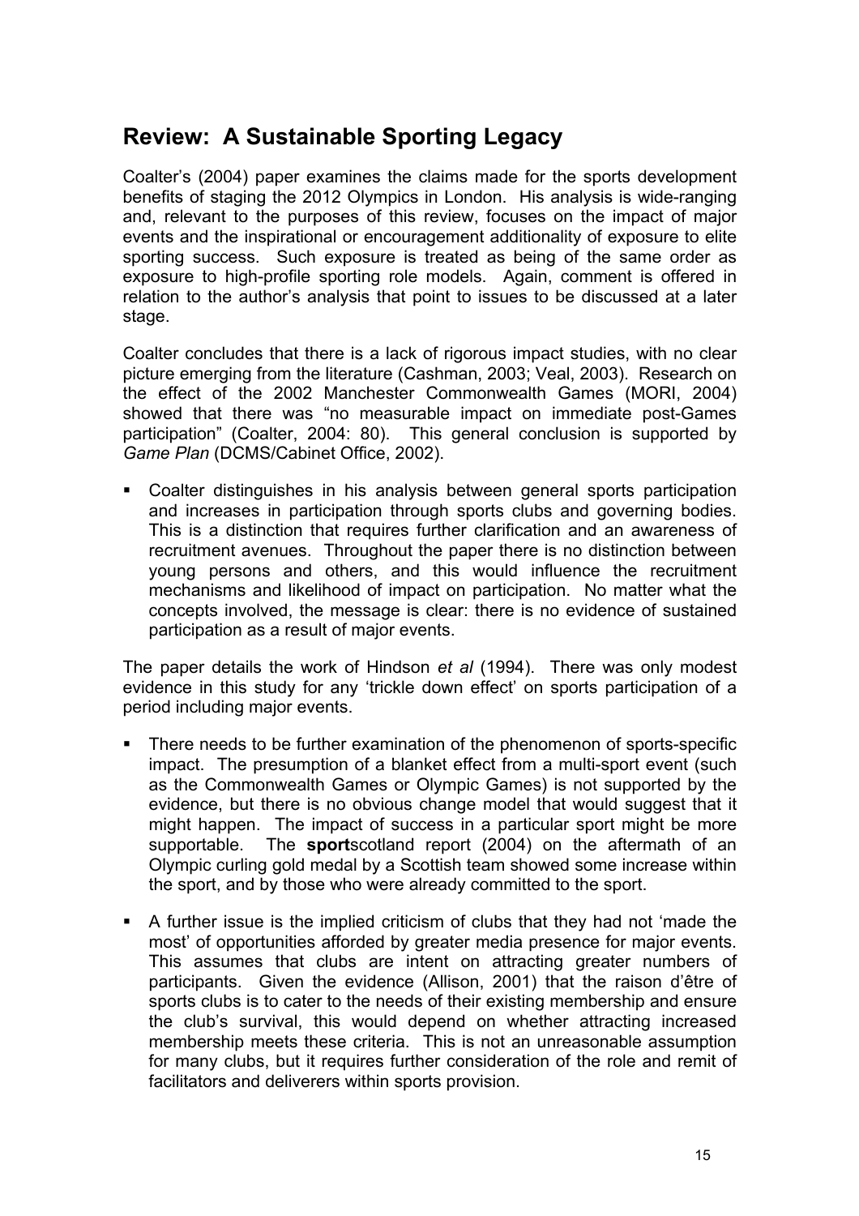## Review: A Sustainable Sporting Legacy

Coalter's (2004) paper examines the claims made for the sports development benefits of staging the 2012 Olympics in London. His analysis is wide-ranging and, relevant to the purposes of this review, focuses on the impact of major events and the inspirational or encouragement additionality of exposure to elite sporting success. Such exposure is treated as being of the same order as exposure to high-profile sporting role models. Again, comment is offered in relation to the author's analysis that point to issues to be discussed at a later stage.

Coalter concludes that there is a lack of rigorous impact studies, with no clear picture emerging from the literature (Cashman, 2003; Veal, 2003). Research on the effect of the 2002 Manchester Commonwealth Games (MORI, 2004) showed that there was "no measurable impact on immediate post-Games participation" (Coalter, 2004: 80). This general conclusion is supported by *Game Plan* (DCMS/Cabinet Office, 2002).

- Coalter distinguishes in his analysis between general sports participation and increases in participation through sports clubs and governing bodies. This is a distinction that requires further clarification and an awareness of recruitment avenues. Throughout the paper there is no distinction between young persons and others, and this would influence the recruitment mechanisms and likelihood of impact on participation. No matter what the concepts involved, the message is clear: there is no evidence of sustained participation as a result of major events.

The paper details the work of Hindson *et al* (1994). There was only modest evidence in this study for any 'trickle down effect' on sports participation of a period including major events.

- There needs to be further examination of the phenomenon of sports-specific impact. The presumption of a blanket effect from a multi-sport event (such as the Commonwealth Games or Olympic Games) is not supported by the evidence, but there is no obvious change model that would suggest that it might happen. The impact of success in a particular sport might be more supportable. The **sport**scotland report (2004) on the aftermath of an Olympic curling gold medal by a Scottish team showed some increase within the sport, and by those who were already committed to the sport.

- A further issue is the implied criticism of clubs that they had not 'made the most' of opportunities afforded by greater media presence for major events. This assumes that clubs are intent on attracting greater numbers of participants. Given the evidence (Allison, 2001) that the raison d'être of sports clubs is to cater to the needs of their existing membership and ensure the club's survival, this would depend on whether attracting increased membership meets these criteria. This is not an unreasonable assumption for many clubs, but it requires further consideration of the role and remit of facilitators and deliverers within sports provision.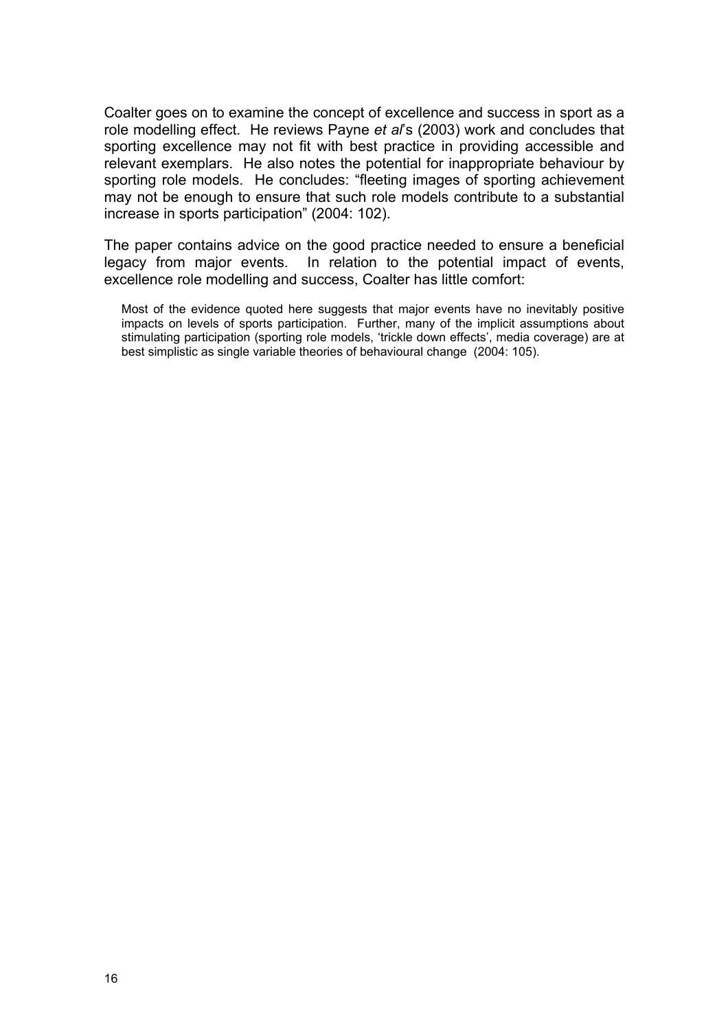Coalter goes on to examine the concept of excellence and success in sport as a role modelling effect. He reviews Payne *et al*'s (2003) work and concludes that sporting excellence may not fit with best practice in providing accessible and relevant exemplars. He also notes the potential for inappropriate behaviour by sporting role models. He concludes: "fleeting images of sporting achievement may not be enough to ensure that such role models contribute to a substantial increase in sports participation" (2004: 102).

The paper contains advice on the good practice needed to ensure a beneficial legacy from major events. In relation to the potential impact of events, excellence role modelling and success, Coalter has little comfort:

> Most of the evidence quoted here suggests that major events have no inevitably positive impacts on levels of sports participation. Further, many of the implicit assumptions about stimulating participation (sporting role models, 'trickle down effects', media coverage) are at best simplistic as single variable theories of behavioural change (2004: 105).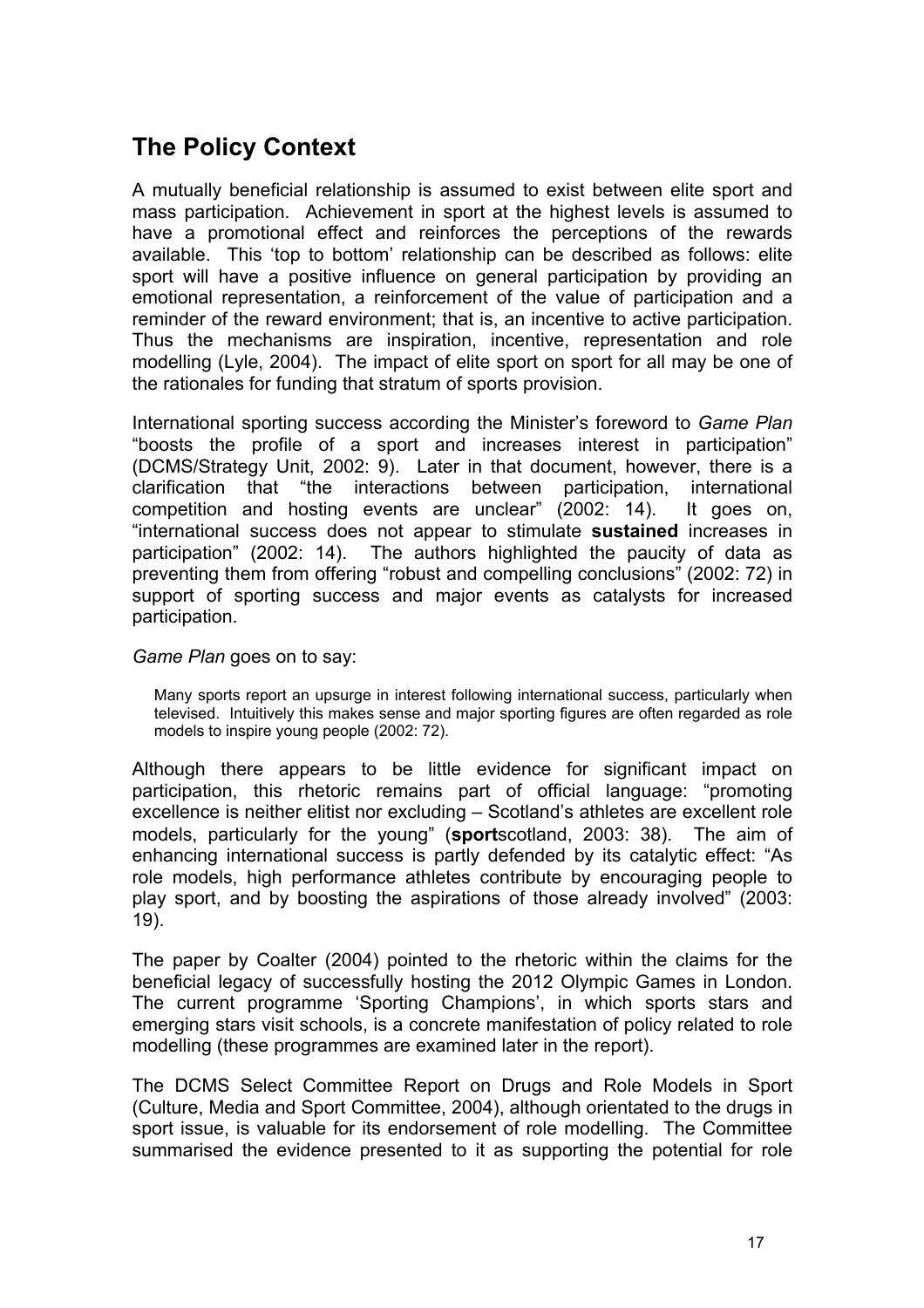## The Policy Context

A mutually beneficial relationship is assumed to exist between elite sport and mass participation. Achievement in sport at the highest levels is assumed to have a promotional effect and reinforces the perceptions of the rewards available. This 'top to bottom' relationship can be described as follows: elite sport will have a positive influence on general participation by providing an emotional representation, a reinforcement of the value of participation and a reminder of the reward environment; that is, an incentive to active participation. Thus the mechanisms are inspiration, incentive, representation and role modelling (Lyle, 2004). The impact of elite sport on sport for all may be one of the rationales for funding that stratum of sports provision.

International sporting success according the Minister's foreword to *Game Plan* "boosts the profile of a sport and increases interest in participation" (DCMS/Strategy Unit, 2002: 9). Later in that document, however, there is a clarification that "the interactions between participation, international competition and hosting events are unclear" (2002: 14). It goes on, "international success does not appear to stimulate **sustained** increases in participation" (2002: 14). The authors highlighted the paucity of data as preventing them from offering "robust and compelling conclusions" (2002: 72) in support of sporting success and major events as catalysts for increased participation.

*Game Plan* goes on to say:

> Many sports report an upsurge in interest following international success, particularly when televised. Intuitively this makes sense and major sporting figures are often regarded as role models to inspire young people (2002: 72).

Although there appears to be little evidence for significant impact on participation, this rhetoric remains part of official language: "promoting excellence is neither elitist nor excluding – Scotland's athletes are excellent role models, particularly for the young" (**sport**scotland, 2003: 38). The aim of enhancing international success is partly defended by its catalytic effect: "As role models, high performance athletes contribute by encouraging people to play sport, and by boosting the aspirations of those already involved" (2003: 19).

The paper by Coalter (2004) pointed to the rhetoric within the claims for the beneficial legacy of successfully hosting the 2012 Olympic Games in London. The current programme 'Sporting Champions', in which sports stars and emerging stars visit schools, is a concrete manifestation of policy related to role modelling (these programmes are examined later in the report).

The DCMS Select Committee Report on Drugs and Role Models in Sport (Culture, Media and Sport Committee, 2004), although orientated to the drugs in sport issue, is valuable for its endorsement of role modelling. The Committee summarised the evidence presented to it as supporting the potential for role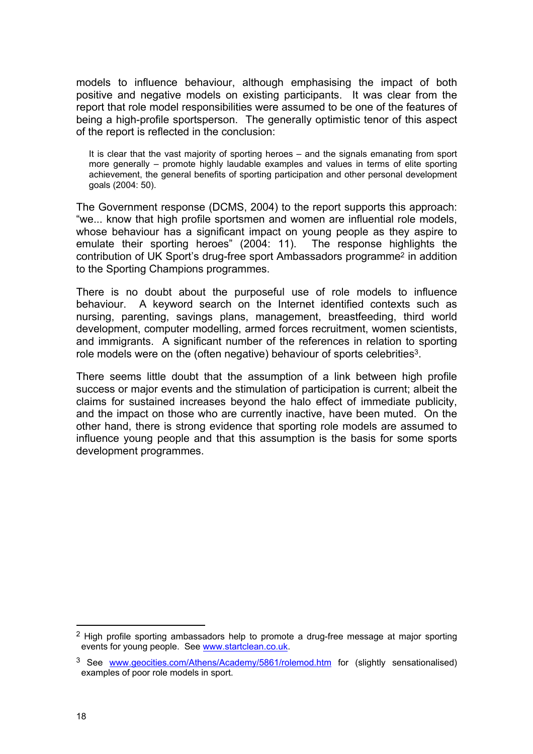models to influence behaviour, although emphasising the impact of both positive and negative models on existing participants. It was clear from the report that role model responsibilities were assumed to be one of the features of being a high-profile sportsperson. The generally optimistic tenor of this aspect of the report is reflected in the conclusion:

> It is clear that the vast majority of sporting heroes – and the signals emanating from sport more generally – promote highly laudable examples and values in terms of elite sporting achievement, the general benefits of sporting participation and other personal development goals (2004: 50).

The Government response (DCMS, 2004) to the report supports this approach: "we... know that high profile sportsmen and women are influential role models, whose behaviour has a significant impact on young people as they aspire to emulate their sporting heroes" (2004: 11). The response highlights the contribution of UK Sport's drug-free sport Ambassadors programme[2] in addition to the Sporting Champions programmes.

There is no doubt about the purposeful use of role models to influence behaviour. A keyword search on the Internet identified contexts such as nursing, parenting, savings plans, management, breastfeeding, third world development, computer modelling, armed forces recruitment, women scientists, and immigrants. A significant number of the references in relation to sporting role models were on the (often negative) behaviour of sports celebrities[3].

There seems little doubt that the assumption of a link between high profile success or major events and the stimulation of participation is current; albeit the claims for sustained increases beyond the halo effect of immediate publicity, and the impact on those who are currently inactive, have been muted. On the other hand, there is strong evidence that sporting role models are assumed to influence young people and that this assumption is the basis for some sports development programmes.

---

[2] High profile sporting ambassadors help to promote a drug-free message at major sporting events for young people. See www.startclean.co.uk.

[3] See www.geocities.com/Athens/Academy/5861/rolemod.htm for (slightly sensationalised) examples of poor role models in sport.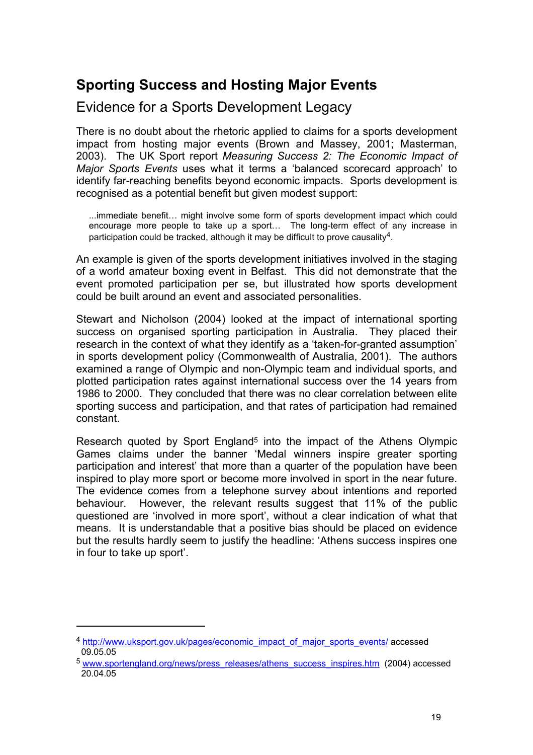## Sporting Success and Hosting Major Events

### Evidence for a Sports Development Legacy

There is no doubt about the rhetoric applied to claims for a sports development impact from hosting major events (Brown and Massey, 2001; Masterman, 2003). The UK Sport report *Measuring Success 2: The Economic Impact of Major Sports Events* uses what it terms a 'balanced scorecard approach' to identify far-reaching benefits beyond economic impacts. Sports development is recognised as a potential benefit but given modest support:

> ...immediate benefit… might involve some form of sports development impact which could encourage more people to take up a sport… The long-term effect of any increase in participation could be tracked, although it may be difficult to prove causality[4].

An example is given of the sports development initiatives involved in the staging of a world amateur boxing event in Belfast. This did not demonstrate that the event promoted participation per se, but illustrated how sports development could be built around an event and associated personalities.

Stewart and Nicholson (2004) looked at the impact of international sporting success on organised sporting participation in Australia. They placed their research in the context of what they identify as a 'taken-for-granted assumption' in sports development policy (Commonwealth of Australia, 2001). The authors examined a range of Olympic and non-Olympic team and individual sports, and plotted participation rates against international success over the 14 years from 1986 to 2000. They concluded that there was no clear correlation between elite sporting success and participation, and that rates of participation had remained constant.

Research quoted by Sport England[5] into the impact of the Athens Olympic Games claims under the banner 'Medal winners inspire greater sporting participation and interest' that more than a quarter of the population have been inspired to play more sport or become more involved in sport in the near future. The evidence comes from a telephone survey about intentions and reported behaviour. However, the relevant results suggest that 11% of the public questioned are 'involved in more sport', without a clear indication of what that means. It is understandable that a positive bias should be placed on evidence but the results hardly seem to justify the headline: 'Athens success inspires one in four to take up sport'.

---

[4] http://www.uksport.gov.uk/pages/economic_impact_of_major_sports_events/ accessed 09.05.05

[5] www.sportengland.org/news/press_releases/athens_success_inspires.htm (2004) accessed 20.04.05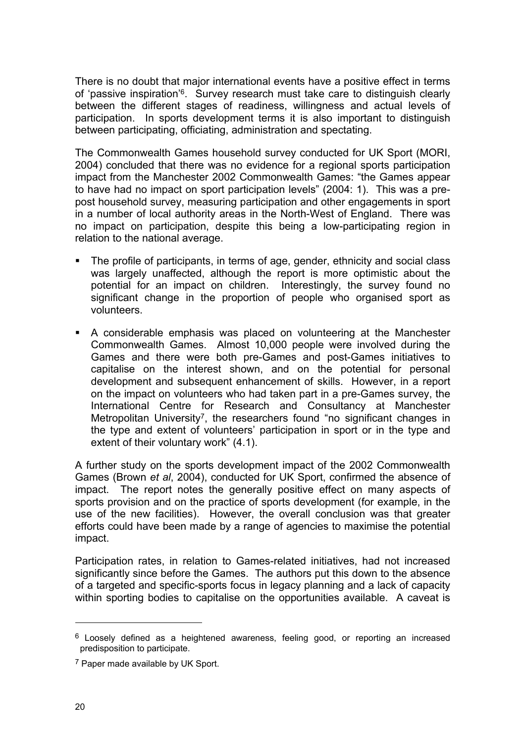There is no doubt that major international events have a positive effect in terms of 'passive inspiration'[6]. Survey research must take care to distinguish clearly between the different stages of readiness, willingness and actual levels of participation. In sports development terms it is also important to distinguish between participating, officiating, administration and spectating.

The Commonwealth Games household survey conducted for UK Sport (MORI, 2004) concluded that there was no evidence for a regional sports participation impact from the Manchester 2002 Commonwealth Games: "the Games appear to have had no impact on sport participation levels" (2004: 1). This was a pre-post household survey, measuring participation and other engagements in sport in a number of local authority areas in the North-West of England. There was no impact on participation, despite this being a low-participating region in relation to the national average.

- The profile of participants, in terms of age, gender, ethnicity and social class was largely unaffected, although the report is more optimistic about the potential for an impact on children. Interestingly, the survey found no significant change in the proportion of people who organised sport as volunteers.
- A considerable emphasis was placed on volunteering at the Manchester Commonwealth Games. Almost 10,000 people were involved during the Games and there were both pre-Games and post-Games initiatives to capitalise on the interest shown, and on the potential for personal development and subsequent enhancement of skills. However, in a report on the impact on volunteers who had taken part in a pre-Games survey, the International Centre for Research and Consultancy at Manchester Metropolitan University[7], the researchers found "no significant changes in the type and extent of volunteers' participation in sport or in the type and extent of their voluntary work" (4.1).

A further study on the sports development impact of the 2002 Commonwealth Games (Brown *et al*, 2004), conducted for UK Sport, confirmed the absence of impact. The report notes the generally positive effect on many aspects of sports provision and on the practice of sports development (for example, in the use of the new facilities). However, the overall conclusion was that greater efforts could have been made by a range of agencies to maximise the potential impact.

Participation rates, in relation to Games-related initiatives, had not increased significantly since before the Games. The authors put this down to the absence of a targeted and specific-sports focus in legacy planning and a lack of capacity within sporting bodies to capitalise on the opportunities available. A caveat is

---

[6] Loosely defined as a heightened awareness, feeling good, or reporting an increased predisposition to participate.

[7] Paper made available by UK Sport.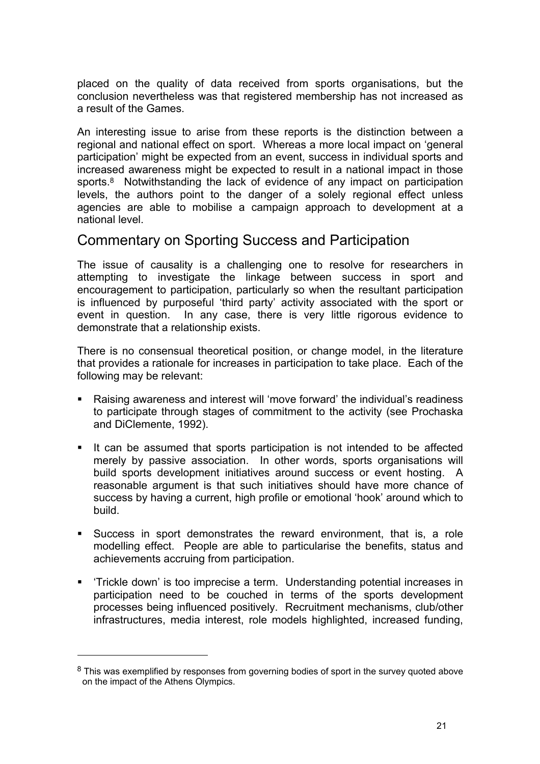placed on the quality of data received from sports organisations, but the conclusion nevertheless was that registered membership has not increased as a result of the Games.

An interesting issue to arise from these reports is the distinction between a regional and national effect on sport. Whereas a more local impact on 'general participation' might be expected from an event, success in individual sports and increased awareness might be expected to result in a national impact in those sports.[8] Notwithstanding the lack of evidence of any impact on participation levels, the authors point to the danger of a solely regional effect unless agencies are able to mobilise a campaign approach to development at a national level.

## Commentary on Sporting Success and Participation

The issue of causality is a challenging one to resolve for researchers in attempting to investigate the linkage between success in sport and encouragement to participation, particularly so when the resultant participation is influenced by purposeful 'third party' activity associated with the sport or event in question. In any case, there is very little rigorous evidence to demonstrate that a relationship exists.

There is no consensual theoretical position, or change model, in the literature that provides a rationale for increases in participation to take place. Each of the following may be relevant:

- Raising awareness and interest will 'move forward' the individual's readiness to participate through stages of commitment to the activity (see Prochaska and DiClemente, 1992).
- It can be assumed that sports participation is not intended to be affected merely by passive association. In other words, sports organisations will build sports development initiatives around success or event hosting. A reasonable argument is that such initiatives should have more chance of success by having a current, high profile or emotional 'hook' around which to build.
- Success in sport demonstrates the reward environment, that is, a role modelling effect. People are able to particularise the benefits, status and achievements accruing from participation.
- 'Trickle down' is too imprecise a term. Understanding potential increases in participation need to be couched in terms of the sports development processes being influenced positively. Recruitment mechanisms, club/other infrastructures, media interest, role models highlighted, increased funding,

[8] This was exemplified by responses from governing bodies of sport in the survey quoted above on the impact of the Athens Olympics.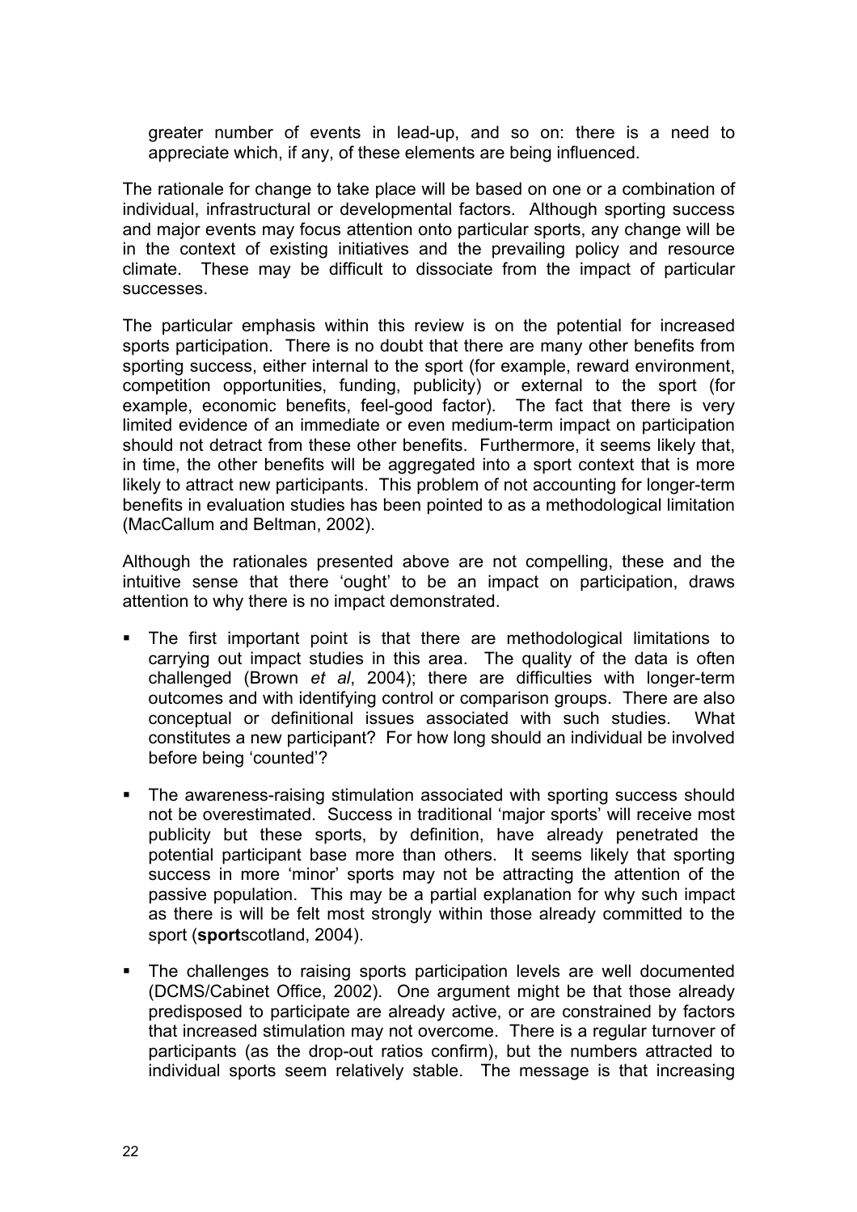greater number of events in lead-up, and so on: there is a need to appreciate which, if any, of these elements are being influenced.

The rationale for change to take place will be based on one or a combination of individual, infrastructural or developmental factors. Although sporting success and major events may focus attention onto particular sports, any change will be in the context of existing initiatives and the prevailing policy and resource climate. These may be difficult to dissociate from the impact of particular successes.

The particular emphasis within this review is on the potential for increased sports participation. There is no doubt that there are many other benefits from sporting success, either internal to the sport (for example, reward environment, competition opportunities, funding, publicity) or external to the sport (for example, economic benefits, feel-good factor). The fact that there is very limited evidence of an immediate or even medium-term impact on participation should not detract from these other benefits. Furthermore, it seems likely that, in time, the other benefits will be aggregated into a sport context that is more likely to attract new participants. This problem of not accounting for longer-term benefits in evaluation studies has been pointed to as a methodological limitation (MacCallum and Beltman, 2002).

Although the rationales presented above are not compelling, these and the intuitive sense that there 'ought' to be an impact on participation, draws attention to why there is no impact demonstrated.

- The first important point is that there are methodological limitations to carrying out impact studies in this area. The quality of the data is often challenged (Brown *et al*, 2004); there are difficulties with longer-term outcomes and with identifying control or comparison groups. There are also conceptual or definitional issues associated with such studies. What constitutes a new participant? For how long should an individual be involved before being 'counted'?

- The awareness-raising stimulation associated with sporting success should not be overestimated. Success in traditional 'major sports' will receive most publicity but these sports, by definition, have already penetrated the potential participant base more than others. It seems likely that sporting success in more 'minor' sports may not be attracting the attention of the passive population. This may be a partial explanation for why such impact as there is will be felt most strongly within those already committed to the sport (**sport**scotland, 2004).

- The challenges to raising sports participation levels are well documented (DCMS/Cabinet Office, 2002). One argument might be that those already predisposed to participate are already active, or are constrained by factors that increased stimulation may not overcome. There is a regular turnover of participants (as the drop-out ratios confirm), but the numbers attracted to individual sports seem relatively stable. The message is that increasing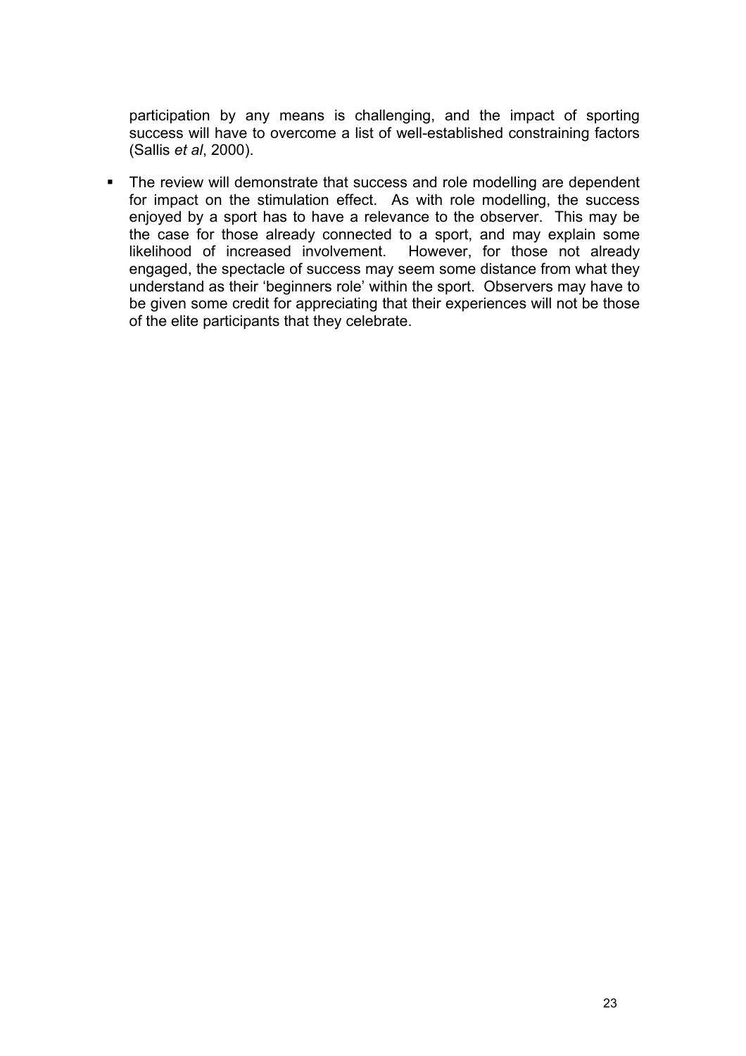participation by any means is challenging, and the impact of sporting success will have to overcome a list of well-established constraining factors (Sallis *et al*, 2000).

- The review will demonstrate that success and role modelling are dependent for impact on the stimulation effect. As with role modelling, the success enjoyed by a sport has to have a relevance to the observer. This may be the case for those already connected to a sport, and may explain some likelihood of increased involvement. However, for those not already engaged, the spectacle of success may seem some distance from what they understand as their 'beginners role' within the sport. Observers may have to be given some credit for appreciating that their experiences will not be those of the elite participants that they celebrate.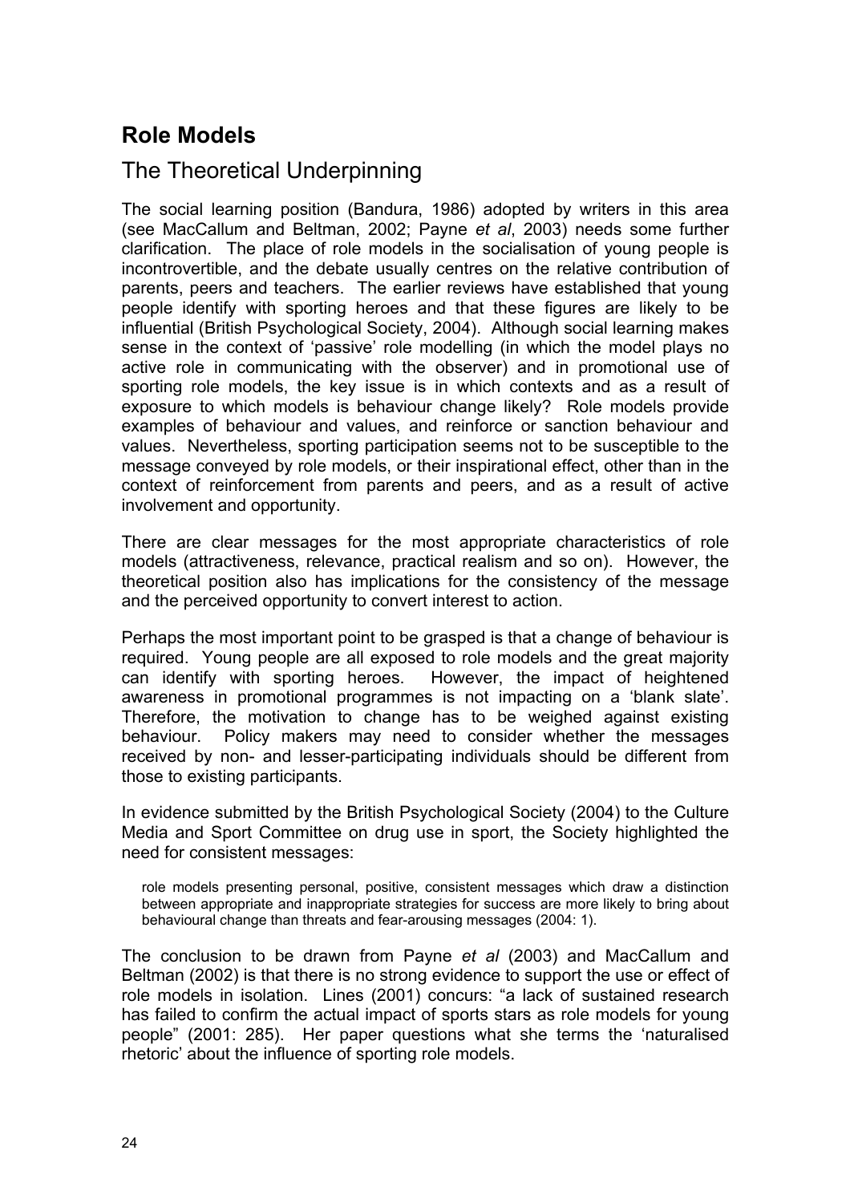## Role Models

### The Theoretical Underpinning

The social learning position (Bandura, 1986) adopted by writers in this area (see MacCallum and Beltman, 2002; Payne *et al*, 2003) needs some further clarification. The place of role models in the socialisation of young people is incontrovertible, and the debate usually centres on the relative contribution of parents, peers and teachers. The earlier reviews have established that young people identify with sporting heroes and that these figures are likely to be influential (British Psychological Society, 2004). Although social learning makes sense in the context of 'passive' role modelling (in which the model plays no active role in communicating with the observer) and in promotional use of sporting role models, the key issue is in which contexts and as a result of exposure to which models is behaviour change likely? Role models provide examples of behaviour and values, and reinforce or sanction behaviour and values. Nevertheless, sporting participation seems not to be susceptible to the message conveyed by role models, or their inspirational effect, other than in the context of reinforcement from parents and peers, and as a result of active involvement and opportunity.

There are clear messages for the most appropriate characteristics of role models (attractiveness, relevance, practical realism and so on). However, the theoretical position also has implications for the consistency of the message and the perceived opportunity to convert interest to action.

Perhaps the most important point to be grasped is that a change of behaviour is required. Young people are all exposed to role models and the great majority can identify with sporting heroes. However, the impact of heightened awareness in promotional programmes is not impacting on a 'blank slate'. Therefore, the motivation to change has to be weighed against existing behaviour. Policy makers may need to consider whether the messages received by non- and lesser-participating individuals should be different from those to existing participants.

In evidence submitted by the British Psychological Society (2004) to the Culture Media and Sport Committee on drug use in sport, the Society highlighted the need for consistent messages:

> role models presenting personal, positive, consistent messages which draw a distinction between appropriate and inappropriate strategies for success are more likely to bring about behavioural change than threats and fear-arousing messages (2004: 1).

The conclusion to be drawn from Payne *et al* (2003) and MacCallum and Beltman (2002) is that there is no strong evidence to support the use or effect of role models in isolation. Lines (2001) concurs: "a lack of sustained research has failed to confirm the actual impact of sports stars as role models for young people" (2001: 285). Her paper questions what she terms the 'naturalised rhetoric' about the influence of sporting role models.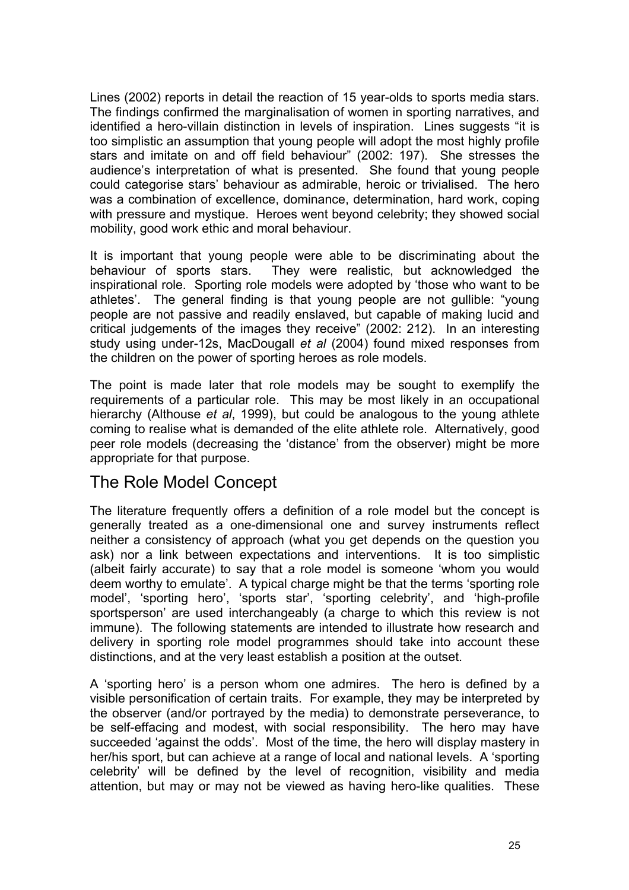Lines (2002) reports in detail the reaction of 15 year-olds to sports media stars. The findings confirmed the marginalisation of women in sporting narratives, and identified a hero-villain distinction in levels of inspiration. Lines suggests "it is too simplistic an assumption that young people will adopt the most highly profile stars and imitate on and off field behaviour" (2002: 197). She stresses the audience's interpretation of what is presented. She found that young people could categorise stars' behaviour as admirable, heroic or trivialised. The hero was a combination of excellence, dominance, determination, hard work, coping with pressure and mystique. Heroes went beyond celebrity; they showed social mobility, good work ethic and moral behaviour.

It is important that young people were able to be discriminating about the behaviour of sports stars. They were realistic, but acknowledged the inspirational role. Sporting role models were adopted by 'those who want to be athletes'. The general finding is that young people are not gullible: "young people are not passive and readily enslaved, but capable of making lucid and critical judgements of the images they receive" (2002: 212). In an interesting study using under-12s, MacDougall *et al* (2004) found mixed responses from the children on the power of sporting heroes as role models.

The point is made later that role models may be sought to exemplify the requirements of a particular role. This may be most likely in an occupational hierarchy (Althouse *et al*, 1999), but could be analogous to the young athlete coming to realise what is demanded of the elite athlete role. Alternatively, good peer role models (decreasing the 'distance' from the observer) might be more appropriate for that purpose.

## The Role Model Concept

The literature frequently offers a definition of a role model but the concept is generally treated as a one-dimensional one and survey instruments reflect neither a consistency of approach (what you get depends on the question you ask) nor a link between expectations and interventions. It is too simplistic (albeit fairly accurate) to say that a role model is someone 'whom you would deem worthy to emulate'. A typical charge might be that the terms 'sporting role model', 'sporting hero', 'sports star', 'sporting celebrity', and 'high-profile sportsperson' are used interchangeably (a charge to which this review is not immune). The following statements are intended to illustrate how research and delivery in sporting role model programmes should take into account these distinctions, and at the very least establish a position at the outset.

A 'sporting hero' is a person whom one admires. The hero is defined by a visible personification of certain traits. For example, they may be interpreted by the observer (and/or portrayed by the media) to demonstrate perseverance, to be self-effacing and modest, with social responsibility. The hero may have succeeded 'against the odds'. Most of the time, the hero will display mastery in her/his sport, but can achieve at a range of local and national levels. A 'sporting celebrity' will be defined by the level of recognition, visibility and media attention, but may or may not be viewed as having hero-like qualities. These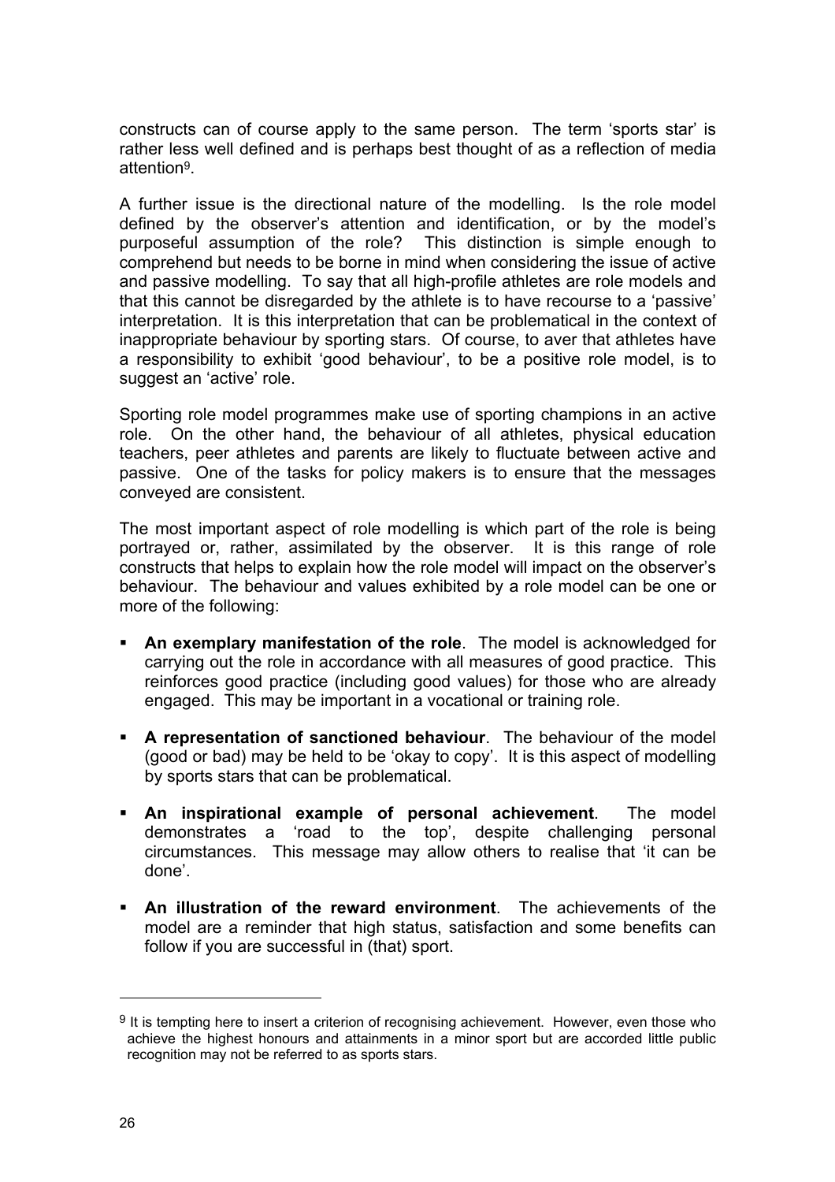constructs can of course apply to the same person. The term 'sports star' is rather less well defined and is perhaps best thought of as a reflection of media attention[9].

A further issue is the directional nature of the modelling. Is the role model defined by the observer's attention and identification, or by the model's purposeful assumption of the role? This distinction is simple enough to comprehend but needs to be borne in mind when considering the issue of active and passive modelling. To say that all high-profile athletes are role models and that this cannot be disregarded by the athlete is to have recourse to a 'passive' interpretation. It is this interpretation that can be problematical in the context of inappropriate behaviour by sporting stars. Of course, to aver that athletes have a responsibility to exhibit 'good behaviour', to be a positive role model, is to suggest an 'active' role.

Sporting role model programmes make use of sporting champions in an active role. On the other hand, the behaviour of all athletes, physical education teachers, peer athletes and parents are likely to fluctuate between active and passive. One of the tasks for policy makers is to ensure that the messages conveyed are consistent.

The most important aspect of role modelling is which part of the role is being portrayed or, rather, assimilated by the observer. It is this range of role constructs that helps to explain how the role model will impact on the observer's behaviour. The behaviour and values exhibited by a role model can be one or more of the following:

- **An exemplary manifestation of the role**. The model is acknowledged for carrying out the role in accordance with all measures of good practice. This reinforces good practice (including good values) for those who are already engaged. This may be important in a vocational or training role.
- **A representation of sanctioned behaviour**. The behaviour of the model (good or bad) may be held to be 'okay to copy'. It is this aspect of modelling by sports stars that can be problematical.
- **An inspirational example of personal achievement**. The model demonstrates a 'road to the top', despite challenging personal circumstances. This message may allow others to realise that 'it can be done'.
- **An illustration of the reward environment**. The achievements of the model are a reminder that high status, satisfaction and some benefits can follow if you are successful in (that) sport.

[9] It is tempting here to insert a criterion of recognising achievement. However, even those who achieve the highest honours and attainments in a minor sport but are accorded little public recognition may not be referred to as sports stars.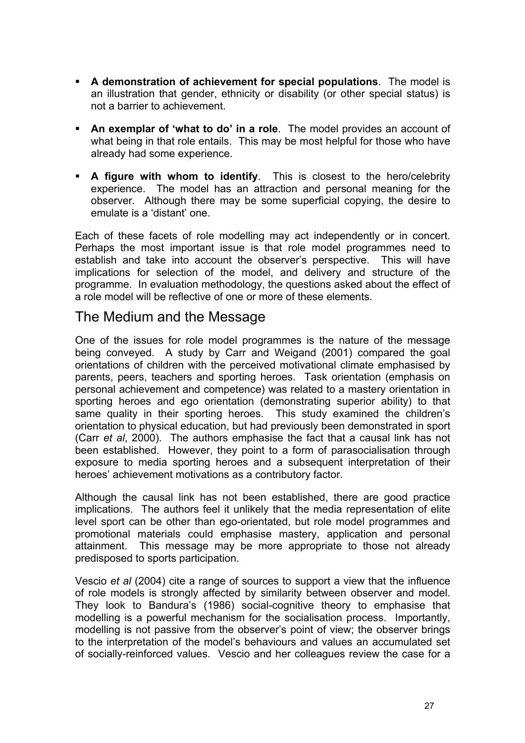- **A demonstration of achievement for special populations**. The model is an illustration that gender, ethnicity or disability (or other special status) is not a barrier to achievement.

- **An exemplar of 'what to do' in a role**. The model provides an account of what being in that role entails. This may be most helpful for those who have already had some experience.

- **A figure with whom to identify**. This is closest to the hero/celebrity experience. The model has an attraction and personal meaning for the observer. Although there may be some superficial copying, the desire to emulate is a 'distant' one.

Each of these facets of role modelling may act independently or in concert. Perhaps the most important issue is that role model programmes need to establish and take into account the observer's perspective. This will have implications for selection of the model, and delivery and structure of the programme. In evaluation methodology, the questions asked about the effect of a role model will be reflective of one or more of these elements.

## The Medium and the Message

One of the issues for role model programmes is the nature of the message being conveyed. A study by Carr and Weigand (2001) compared the goal orientations of children with the perceived motivational climate emphasised by parents, peers, teachers and sporting heroes. Task orientation (emphasis on personal achievement and competence) was related to a mastery orientation in sporting heroes and ego orientation (demonstrating superior ability) to that same quality in their sporting heroes. This study examined the children's orientation to physical education, but had previously been demonstrated in sport (Carr *et al*, 2000). The authors emphasise the fact that a causal link has not been established. However, they point to a form of parasocialisation through exposure to media sporting heroes and a subsequent interpretation of their heroes' achievement motivations as a contributory factor.

Although the causal link has not been established, there are good practice implications. The authors feel it unlikely that the media representation of elite level sport can be other than ego-orientated, but role model programmes and promotional materials could emphasise mastery, application and personal attainment. This message may be more appropriate to those not already predisposed to sports participation.

Vescio *et al* (2004) cite a range of sources to support a view that the influence of role models is strongly affected by similarity between observer and model. They look to Bandura's (1986) social-cognitive theory to emphasise that modelling is a powerful mechanism for the socialisation process. Importantly, modelling is not passive from the observer's point of view; the observer brings to the interpretation of the model's behaviours and values an accumulated set of socially-reinforced values. Vescio and her colleagues review the case for a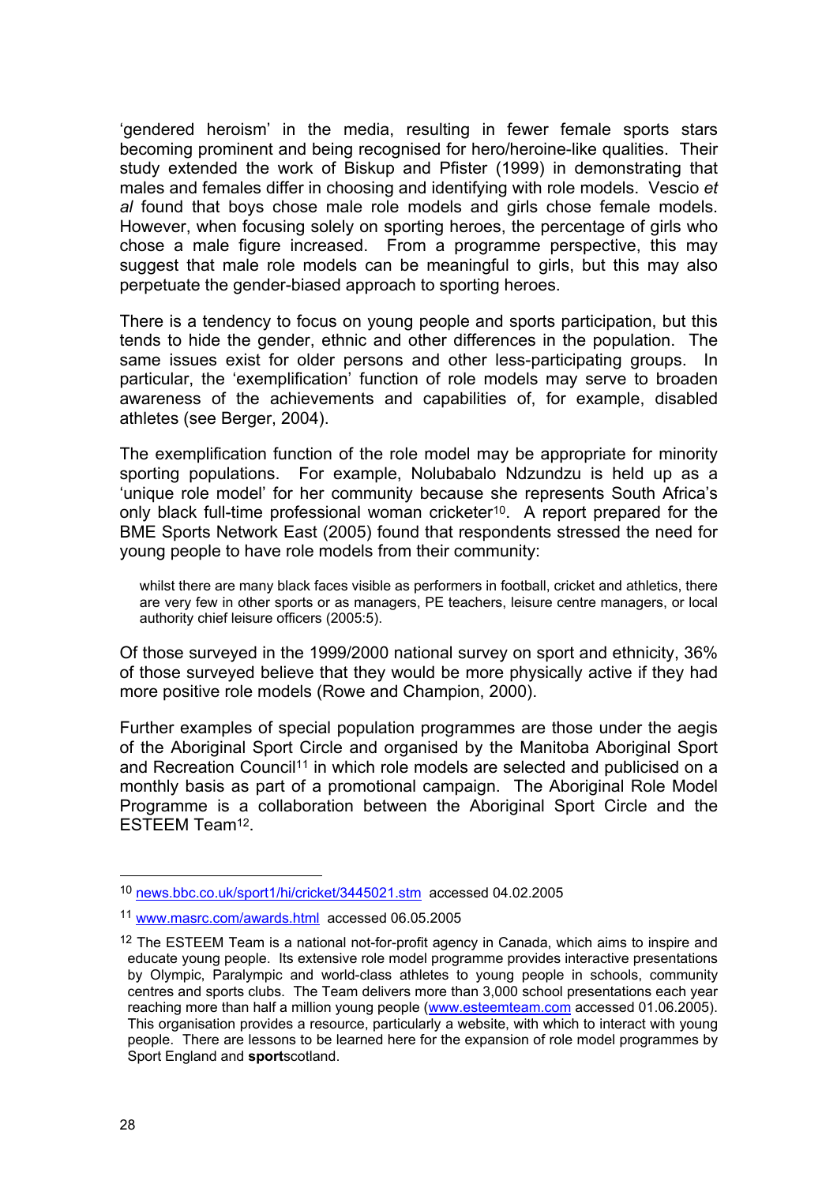'gendered heroism' in the media, resulting in fewer female sports stars becoming prominent and being recognised for hero/heroine-like qualities. Their study extended the work of Biskup and Pfister (1999) in demonstrating that males and females differ in choosing and identifying with role models. Vescio *et al* found that boys chose male role models and girls chose female models. However, when focusing solely on sporting heroes, the percentage of girls who chose a male figure increased. From a programme perspective, this may suggest that male role models can be meaningful to girls, but this may also perpetuate the gender-biased approach to sporting heroes.

There is a tendency to focus on young people and sports participation, but this tends to hide the gender, ethnic and other differences in the population. The same issues exist for older persons and other less-participating groups. In particular, the 'exemplification' function of role models may serve to broaden awareness of the achievements and capabilities of, for example, disabled athletes (see Berger, 2004).

The exemplification function of the role model may be appropriate for minority sporting populations. For example, Nolubabalo Ndzundzu is held up as a 'unique role model' for her community because she represents South Africa's only black full-time professional woman cricketer[10]. A report prepared for the BME Sports Network East (2005) found that respondents stressed the need for young people to have role models from their community:

> whilst there are many black faces visible as performers in football, cricket and athletics, there are very few in other sports or as managers, PE teachers, leisure centre managers, or local authority chief leisure officers (2005:5).

Of those surveyed in the 1999/2000 national survey on sport and ethnicity, 36% of those surveyed believe that they would be more physically active if they had more positive role models (Rowe and Champion, 2000).

Further examples of special population programmes are those under the aegis of the Aboriginal Sport Circle and organised by the Manitoba Aboriginal Sport and Recreation Council[11] in which role models are selected and publicised on a monthly basis as part of a promotional campaign. The Aboriginal Role Model Programme is a collaboration between the Aboriginal Sport Circle and the ESTEEM Team[12].

---

[10] news.bbc.co.uk/sport1/hi/cricket/3445021.stm accessed 04.02.2005

[11] www.masrc.com/awards.html accessed 06.05.2005

[12] The ESTEEM Team is a national not-for-profit agency in Canada, which aims to inspire and educate young people. Its extensive role model programme provides interactive presentations by Olympic, Paralympic and world-class athletes to young people in schools, community centres and sports clubs. The Team delivers more than 3,000 school presentations each year reaching more than half a million young people (www.esteemteam.com accessed 01.06.2005). This organisation provides a resource, particularly a website, with which to interact with young people. There are lessons to be learned here for the expansion of role model programmes by Sport England and **sport**scotland.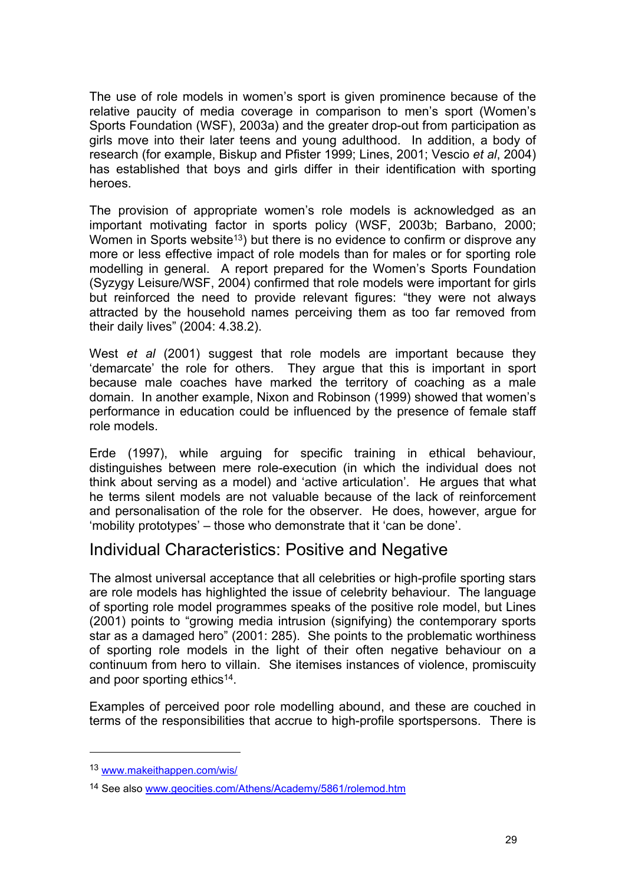The use of role models in women's sport is given prominence because of the relative paucity of media coverage in comparison to men's sport (Women's Sports Foundation (WSF), 2003a) and the greater drop-out from participation as girls move into their later teens and young adulthood. In addition, a body of research (for example, Biskup and Pfister 1999; Lines, 2001; Vescio *et al*, 2004) has established that boys and girls differ in their identification with sporting heroes.

The provision of appropriate women's role models is acknowledged as an important motivating factor in sports policy (WSF, 2003b; Barbano, 2000; Women in Sports website[13]) but there is no evidence to confirm or disprove any more or less effective impact of role models than for males or for sporting role modelling in general. A report prepared for the Women's Sports Foundation (Syzygy Leisure/WSF, 2004) confirmed that role models were important for girls but reinforced the need to provide relevant figures: "they were not always attracted by the household names perceiving them as too far removed from their daily lives" (2004: 4.38.2).

West *et al* (2001) suggest that role models are important because they 'demarcate' the role for others. They argue that this is important in sport because male coaches have marked the territory of coaching as a male domain. In another example, Nixon and Robinson (1999) showed that women's performance in education could be influenced by the presence of female staff role models.

Erde (1997), while arguing for specific training in ethical behaviour, distinguishes between mere role-execution (in which the individual does not think about serving as a model) and 'active articulation'. He argues that what he terms silent models are not valuable because of the lack of reinforcement and personalisation of the role for the observer. He does, however, argue for 'mobility prototypes' – those who demonstrate that it 'can be done'.

## Individual Characteristics: Positive and Negative

The almost universal acceptance that all celebrities or high-profile sporting stars are role models has highlighted the issue of celebrity behaviour. The language of sporting role model programmes speaks of the positive role model, but Lines (2001) points to "growing media intrusion (signifying) the contemporary sports star as a damaged hero" (2001: 285). She points to the problematic worthiness of sporting role models in the light of their often negative behaviour on a continuum from hero to villain. She itemises instances of violence, promiscuity and poor sporting ethics[14].

Examples of perceived poor role modelling abound, and these are couched in terms of the responsibilities that accrue to high-profile sportspersons. There is

---

[13] www.makeithappen.com/wis/

[14] See also www.geocities.com/Athens/Academy/5861/rolemod.htm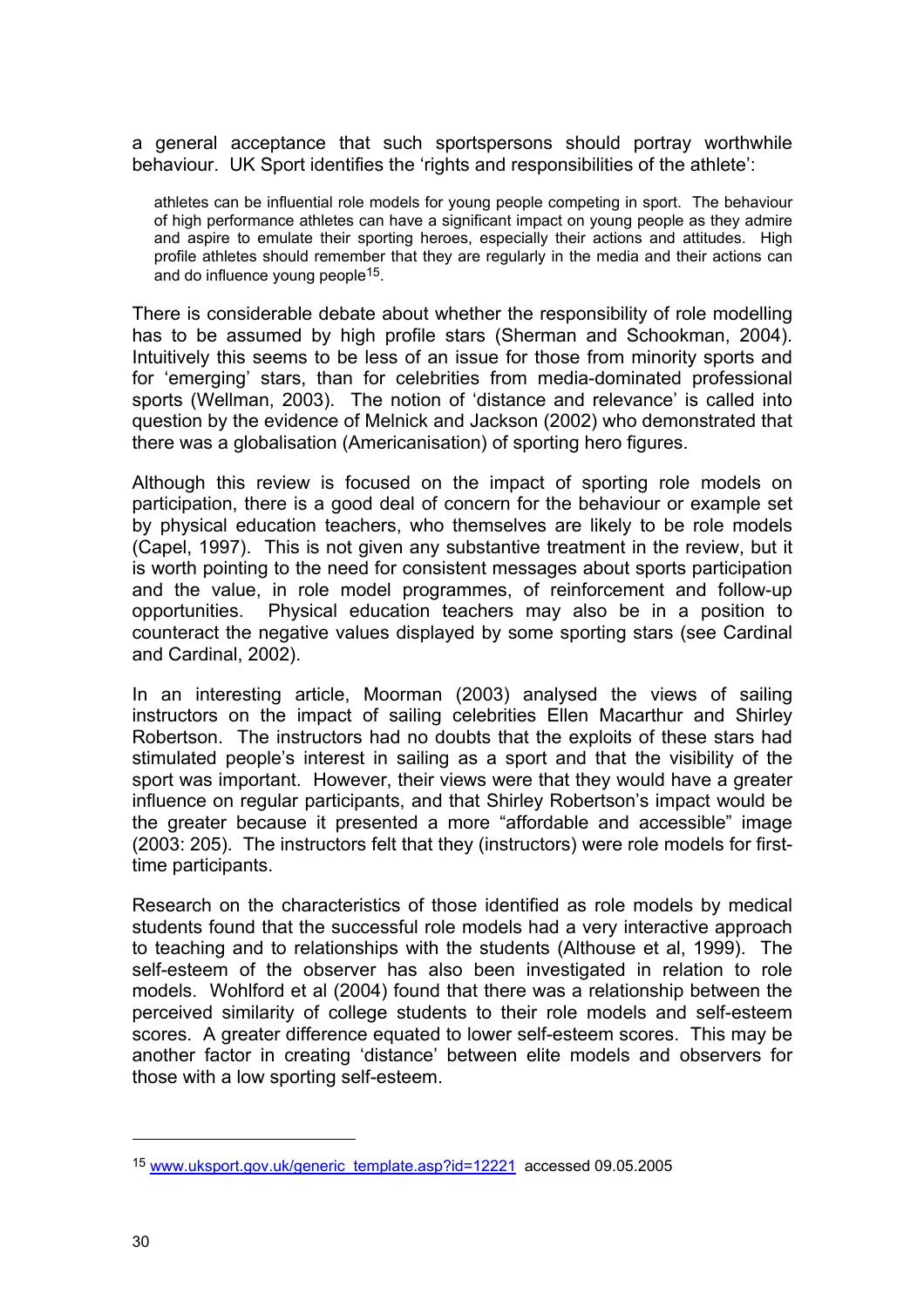a general acceptance that such sportspersons should portray worthwhile behaviour. UK Sport identifies the 'rights and responsibilities of the athlete':

> athletes can be influential role models for young people competing in sport. The behaviour of high performance athletes can have a significant impact on young people as they admire and aspire to emulate their sporting heroes, especially their actions and attitudes. High profile athletes should remember that they are regularly in the media and their actions can and do influence young people[15].

There is considerable debate about whether the responsibility of role modelling has to be assumed by high profile stars (Sherman and Schookman, 2004). Intuitively this seems to be less of an issue for those from minority sports and for 'emerging' stars, than for celebrities from media-dominated professional sports (Wellman, 2003). The notion of 'distance and relevance' is called into question by the evidence of Melnick and Jackson (2002) who demonstrated that there was a globalisation (Americanisation) of sporting hero figures.

Although this review is focused on the impact of sporting role models on participation, there is a good deal of concern for the behaviour or example set by physical education teachers, who themselves are likely to be role models (Capel, 1997). This is not given any substantive treatment in the review, but it is worth pointing to the need for consistent messages about sports participation and the value, in role model programmes, of reinforcement and follow-up opportunities. Physical education teachers may also be in a position to counteract the negative values displayed by some sporting stars (see Cardinal and Cardinal, 2002).

In an interesting article, Moorman (2003) analysed the views of sailing instructors on the impact of sailing celebrities Ellen Macarthur and Shirley Robertson. The instructors had no doubts that the exploits of these stars had stimulated people's interest in sailing as a sport and that the visibility of the sport was important. However, their views were that they would have a greater influence on regular participants, and that Shirley Robertson's impact would be the greater because it presented a more "affordable and accessible" image (2003: 205). The instructors felt that they (instructors) were role models for first-time participants.

Research on the characteristics of those identified as role models by medical students found that the successful role models had a very interactive approach to teaching and to relationships with the students (Althouse et al, 1999). The self-esteem of the observer has also been investigated in relation to role models. Wohlford et al (2004) found that there was a relationship between the perceived similarity of college students to their role models and self-esteem scores. A greater difference equated to lower self-esteem scores. This may be another factor in creating 'distance' between elite models and observers for those with a low sporting self-esteem.

---

[15] www.uksport.gov.uk/generic_template.asp?id=12221 accessed 09.05.2005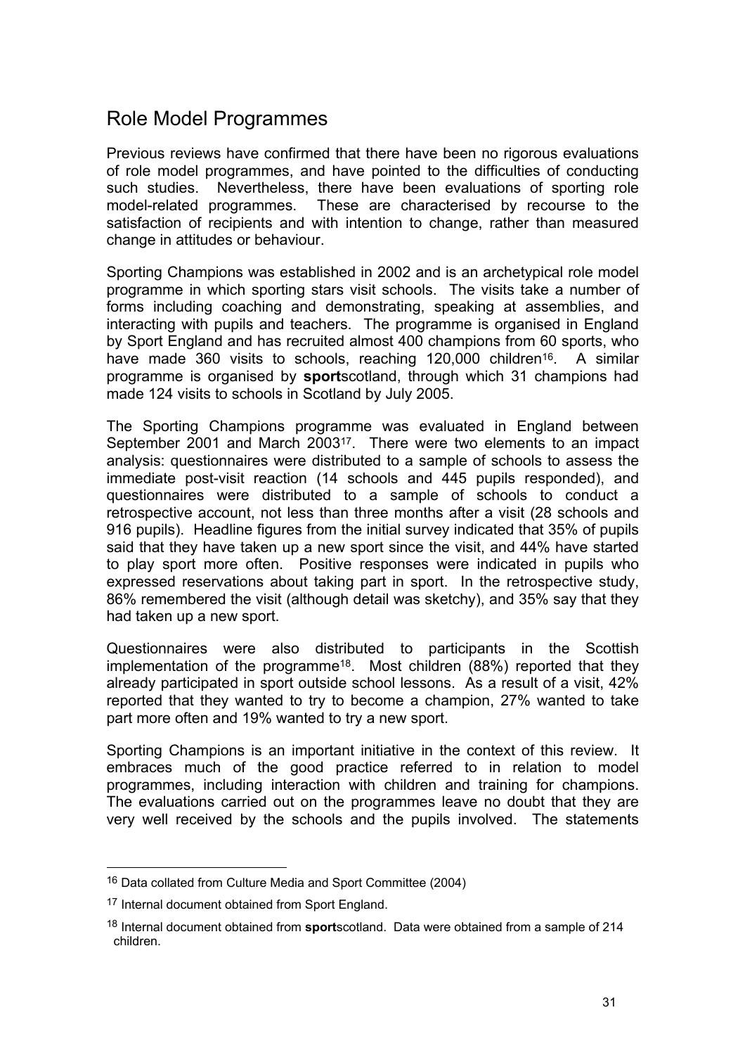## Role Model Programmes

Previous reviews have confirmed that there have been no rigorous evaluations of role model programmes, and have pointed to the difficulties of conducting such studies. Nevertheless, there have been evaluations of sporting role model-related programmes. These are characterised by recourse to the satisfaction of recipients and with intention to change, rather than measured change in attitudes or behaviour.

Sporting Champions was established in 2002 and is an archetypical role model programme in which sporting stars visit schools. The visits take a number of forms including coaching and demonstrating, speaking at assemblies, and interacting with pupils and teachers. The programme is organised in England by Sport England and has recruited almost 400 champions from 60 sports, who have made 360 visits to schools, reaching 120,000 children[16]. A similar programme is organised by **sport**scotland, through which 31 champions had made 124 visits to schools in Scotland by July 2005.

The Sporting Champions programme was evaluated in England between September 2001 and March 2003[17]. There were two elements to an impact analysis: questionnaires were distributed to a sample of schools to assess the immediate post-visit reaction (14 schools and 445 pupils responded), and questionnaires were distributed to a sample of schools to conduct a retrospective account, not less than three months after a visit (28 schools and 916 pupils). Headline figures from the initial survey indicated that 35% of pupils said that they have taken up a new sport since the visit, and 44% have started to play sport more often. Positive responses were indicated in pupils who expressed reservations about taking part in sport. In the retrospective study, 86% remembered the visit (although detail was sketchy), and 35% say that they had taken up a new sport.

Questionnaires were also distributed to participants in the Scottish implementation of the programme[18]. Most children (88%) reported that they already participated in sport outside school lessons. As a result of a visit, 42% reported that they wanted to try to become a champion, 27% wanted to take part more often and 19% wanted to try a new sport.

Sporting Champions is an important initiative in the context of this review. It embraces much of the good practice referred to in relation to model programmes, including interaction with children and training for champions. The evaluations carried out on the programmes leave no doubt that they are very well received by the schools and the pupils involved. The statements

---

[16] Data collated from Culture Media and Sport Committee (2004)

[17] Internal document obtained from Sport England.

[18] Internal document obtained from **sport**scotland. Data were obtained from a sample of 214 children.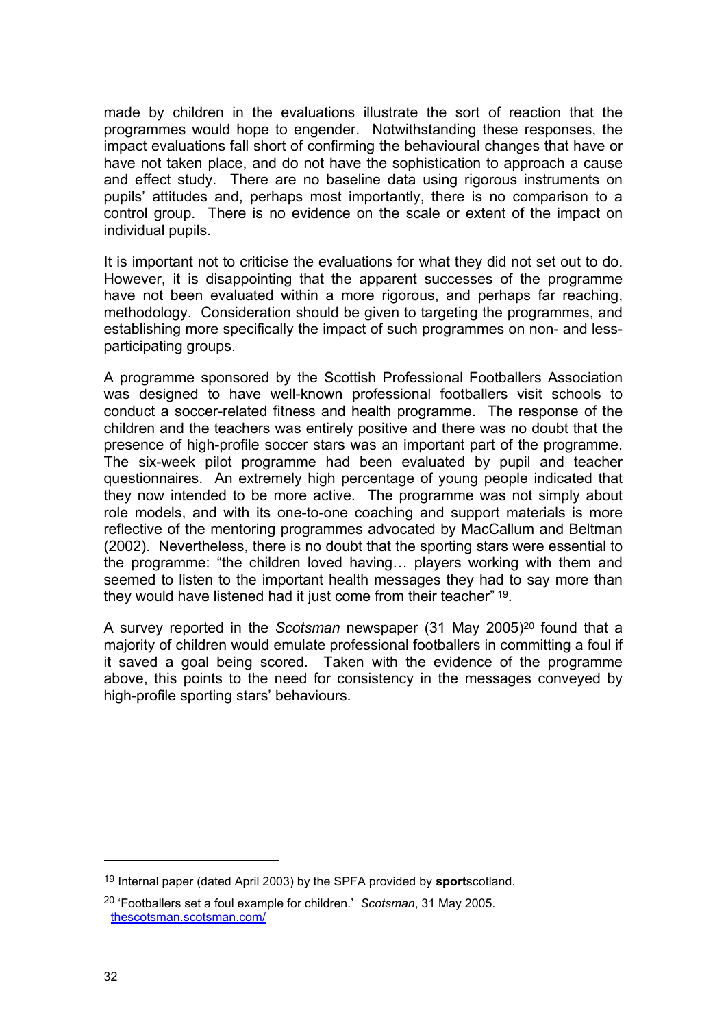made by children in the evaluations illustrate the sort of reaction that the programmes would hope to engender. Notwithstanding these responses, the impact evaluations fall short of confirming the behavioural changes that have or have not taken place, and do not have the sophistication to approach a cause and effect study. There are no baseline data using rigorous instruments on pupils' attitudes and, perhaps most importantly, there is no comparison to a control group. There is no evidence on the scale or extent of the impact on individual pupils.

It is important not to criticise the evaluations for what they did not set out to do. However, it is disappointing that the apparent successes of the programme have not been evaluated within a more rigorous, and perhaps far reaching, methodology. Consideration should be given to targeting the programmes, and establishing more specifically the impact of such programmes on non- and less-participating groups.

A programme sponsored by the Scottish Professional Footballers Association was designed to have well-known professional footballers visit schools to conduct a soccer-related fitness and health programme. The response of the children and the teachers was entirely positive and there was no doubt that the presence of high-profile soccer stars was an important part of the programme. The six-week pilot programme had been evaluated by pupil and teacher questionnaires. An extremely high percentage of young people indicated that they now intended to be more active. The programme was not simply about role models, and with its one-to-one coaching and support materials is more reflective of the mentoring programmes advocated by MacCallum and Beltman (2002). Nevertheless, there is no doubt that the sporting stars were essential to the programme: "the children loved having… players working with them and seemed to listen to the important health messages they had to say more than they would have listened had it just come from their teacher" [19].

A survey reported in the *Scotsman* newspaper (31 May 2005)[20] found that a majority of children would emulate professional footballers in committing a foul if it saved a goal being scored. Taken with the evidence of the programme above, this points to the need for consistency in the messages conveyed by high-profile sporting stars' behaviours.

---

[19] Internal paper (dated April 2003) by the SPFA provided by **sport**scotland.

[20] 'Footballers set a foul example for children.' *Scotsman*, 31 May 2005. thescotsman.scotsman.com/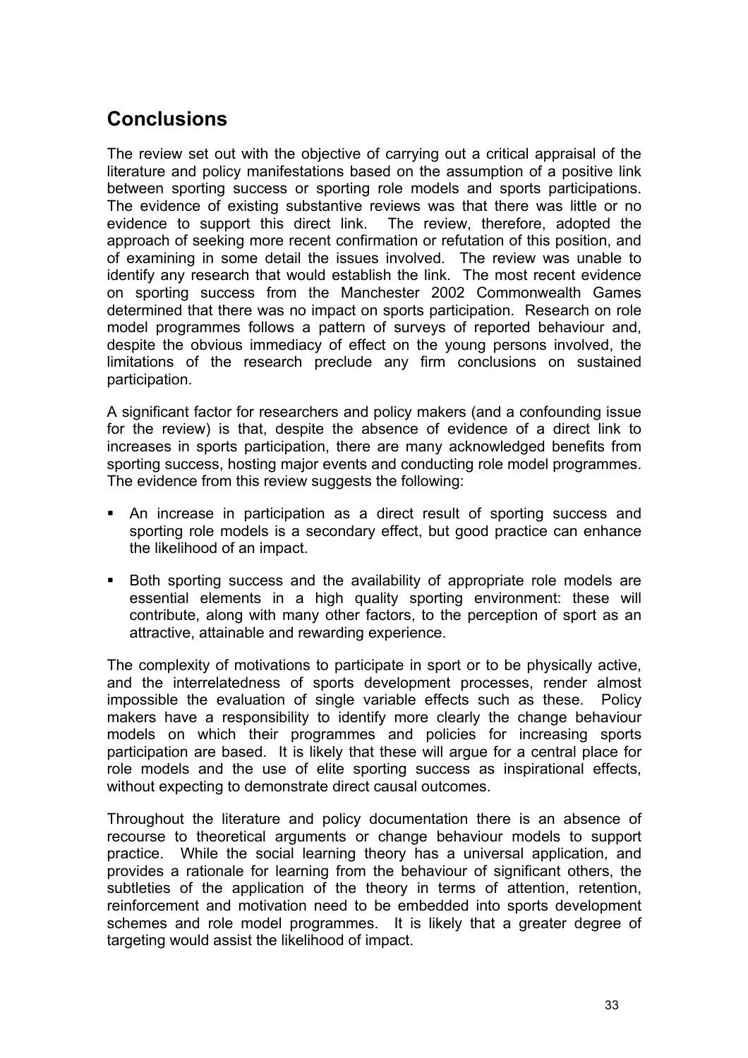## Conclusions

The review set out with the objective of carrying out a critical appraisal of the literature and policy manifestations based on the assumption of a positive link between sporting success or sporting role models and sports participations. The evidence of existing substantive reviews was that there was little or no evidence to support this direct link. The review, therefore, adopted the approach of seeking more recent confirmation or refutation of this position, and of examining in some detail the issues involved. The review was unable to identify any research that would establish the link. The most recent evidence on sporting success from the Manchester 2002 Commonwealth Games determined that there was no impact on sports participation. Research on role model programmes follows a pattern of surveys of reported behaviour and, despite the obvious immediacy of effect on the young persons involved, the limitations of the research preclude any firm conclusions on sustained participation.

A significant factor for researchers and policy makers (and a confounding issue for the review) is that, despite the absence of evidence of a direct link to increases in sports participation, there are many acknowledged benefits from sporting success, hosting major events and conducting role model programmes. The evidence from this review suggests the following:

- An increase in participation as a direct result of sporting success and sporting role models is a secondary effect, but good practice can enhance the likelihood of an impact.
- Both sporting success and the availability of appropriate role models are essential elements in a high quality sporting environment: these will contribute, along with many other factors, to the perception of sport as an attractive, attainable and rewarding experience.

The complexity of motivations to participate in sport or to be physically active, and the interrelatedness of sports development processes, render almost impossible the evaluation of single variable effects such as these. Policy makers have a responsibility to identify more clearly the change behaviour models on which their programmes and policies for increasing sports participation are based. It is likely that these will argue for a central place for role models and the use of elite sporting success as inspirational effects, without expecting to demonstrate direct causal outcomes.

Throughout the literature and policy documentation there is an absence of recourse to theoretical arguments or change behaviour models to support practice. While the social learning theory has a universal application, and provides a rationale for learning from the behaviour of significant others, the subtleties of the application of the theory in terms of attention, retention, reinforcement and motivation need to be embedded into sports development schemes and role model programmes. It is likely that a greater degree of targeting would assist the likelihood of impact.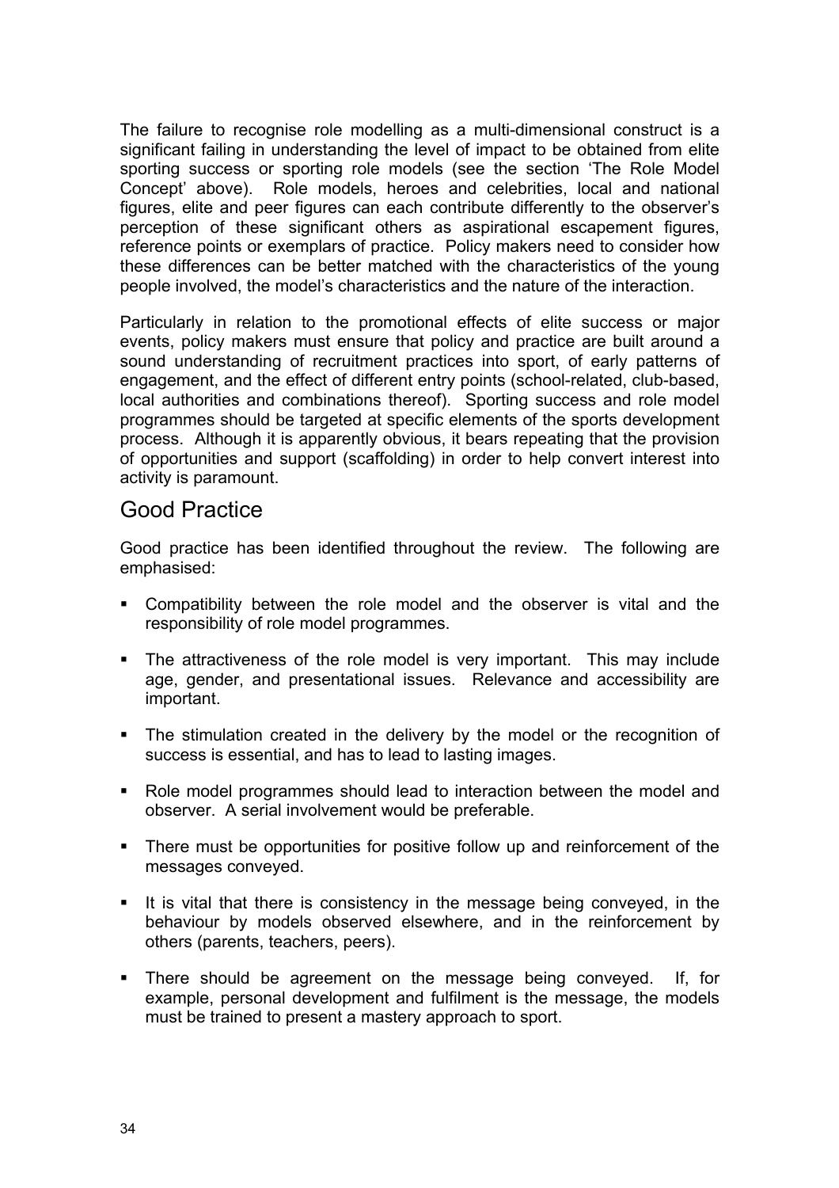The failure to recognise role modelling as a multi-dimensional construct is a significant failing in understanding the level of impact to be obtained from elite sporting success or sporting role models (see the section 'The Role Model Concept' above). Role models, heroes and celebrities, local and national figures, elite and peer figures can each contribute differently to the observer's perception of these significant others as aspirational escapement figures, reference points or exemplars of practice. Policy makers need to consider how these differences can be better matched with the characteristics of the young people involved, the model's characteristics and the nature of the interaction.

Particularly in relation to the promotional effects of elite success or major events, policy makers must ensure that policy and practice are built around a sound understanding of recruitment practices into sport, of early patterns of engagement, and the effect of different entry points (school-related, club-based, local authorities and combinations thereof). Sporting success and role model programmes should be targeted at specific elements of the sports development process. Although it is apparently obvious, it bears repeating that the provision of opportunities and support (scaffolding) in order to help convert interest into activity is paramount.

## Good Practice

Good practice has been identified throughout the review. The following are emphasised:

- Compatibility between the role model and the observer is vital and the responsibility of role model programmes.
- The attractiveness of the role model is very important. This may include age, gender, and presentational issues. Relevance and accessibility are important.
- The stimulation created in the delivery by the model or the recognition of success is essential, and has to lead to lasting images.
- Role model programmes should lead to interaction between the model and observer. A serial involvement would be preferable.
- There must be opportunities for positive follow up and reinforcement of the messages conveyed.
- It is vital that there is consistency in the message being conveyed, in the behaviour by models observed elsewhere, and in the reinforcement by others (parents, teachers, peers).
- There should be agreement on the message being conveyed. If, for example, personal development and fulfilment is the message, the models must be trained to present a mastery approach to sport.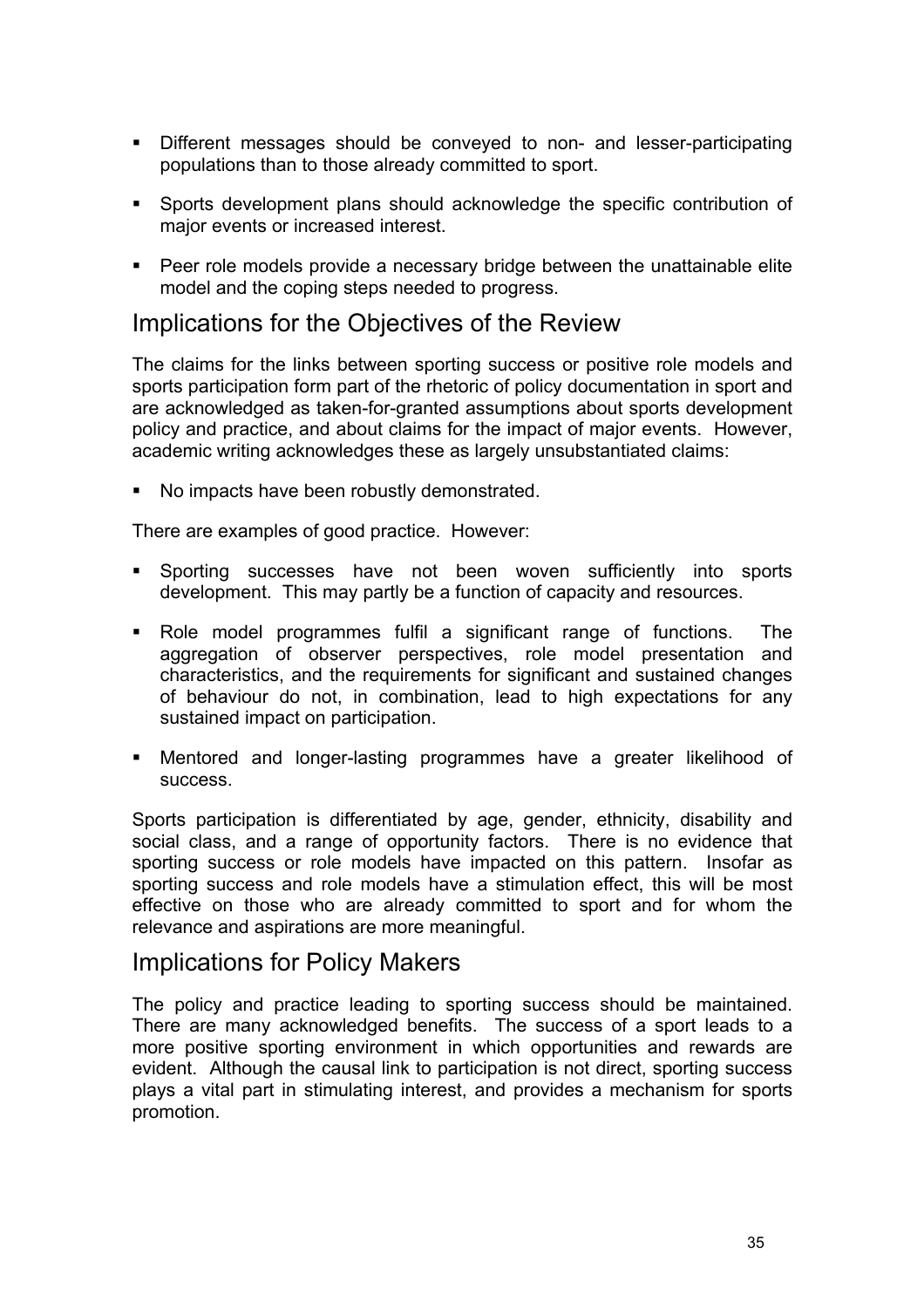- Different messages should be conveyed to non- and lesser-participating populations than to those already committed to sport.
- Sports development plans should acknowledge the specific contribution of major events or increased interest.
- Peer role models provide a necessary bridge between the unattainable elite model and the coping steps needed to progress.

## Implications for the Objectives of the Review

The claims for the links between sporting success or positive role models and sports participation form part of the rhetoric of policy documentation in sport and are acknowledged as taken-for-granted assumptions about sports development policy and practice, and about claims for the impact of major events. However, academic writing acknowledges these as largely unsubstantiated claims:

- No impacts have been robustly demonstrated.

There are examples of good practice. However:

- Sporting successes have not been woven sufficiently into sports development. This may partly be a function of capacity and resources.
- Role model programmes fulfil a significant range of functions. The aggregation of observer perspectives, role model presentation and characteristics, and the requirements for significant and sustained changes of behaviour do not, in combination, lead to high expectations for any sustained impact on participation.
- Mentored and longer-lasting programmes have a greater likelihood of success.

Sports participation is differentiated by age, gender, ethnicity, disability and social class, and a range of opportunity factors. There is no evidence that sporting success or role models have impacted on this pattern. Insofar as sporting success and role models have a stimulation effect, this will be most effective on those who are already committed to sport and for whom the relevance and aspirations are more meaningful.

## Implications for Policy Makers

The policy and practice leading to sporting success should be maintained. There are many acknowledged benefits. The success of a sport leads to a more positive sporting environment in which opportunities and rewards are evident. Although the causal link to participation is not direct, sporting success plays a vital part in stimulating interest, and provides a mechanism for sports promotion.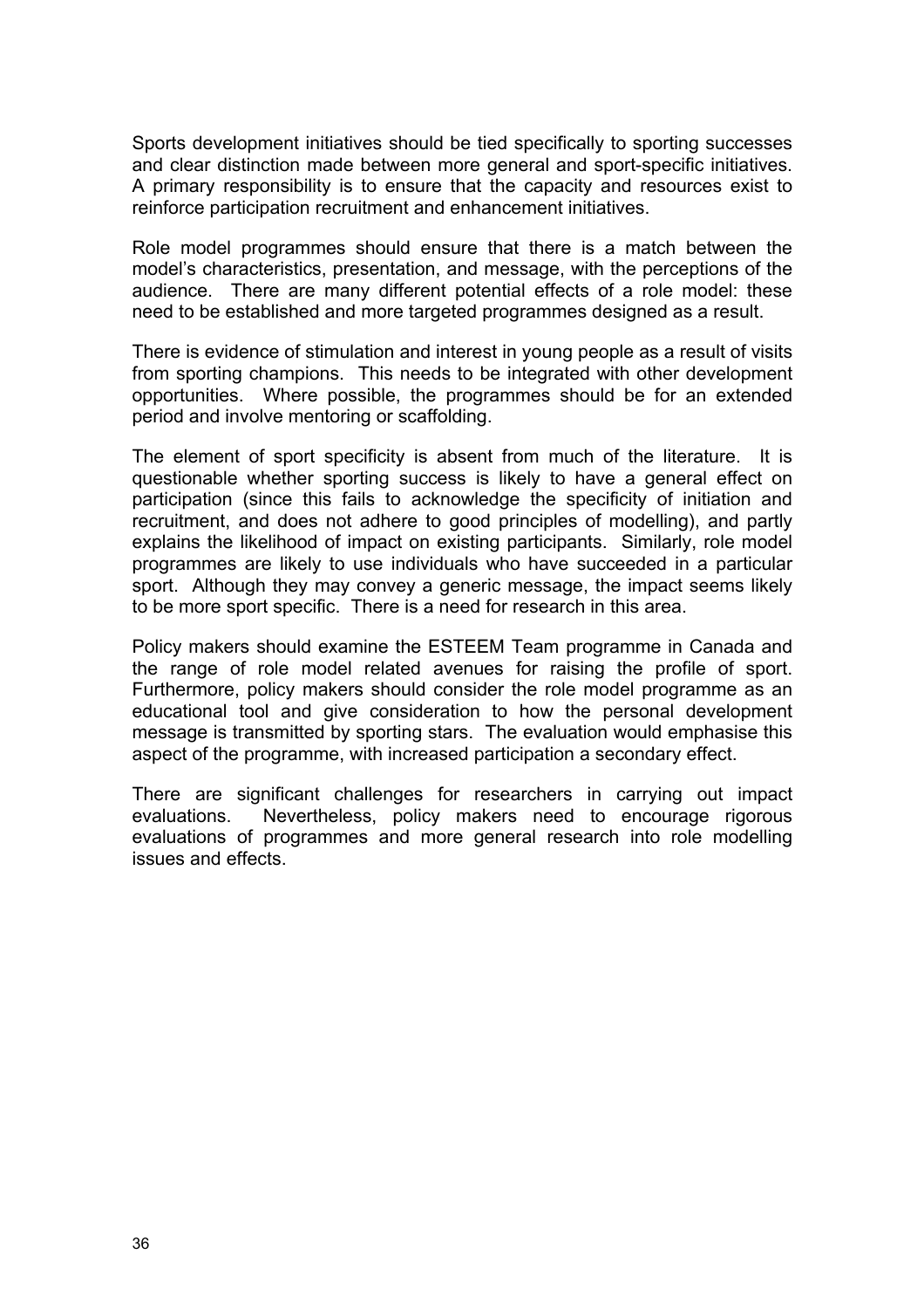Sports development initiatives should be tied specifically to sporting successes and clear distinction made between more general and sport-specific initiatives. A primary responsibility is to ensure that the capacity and resources exist to reinforce participation recruitment and enhancement initiatives.

Role model programmes should ensure that there is a match between the model's characteristics, presentation, and message, with the perceptions of the audience. There are many different potential effects of a role model: these need to be established and more targeted programmes designed as a result.

There is evidence of stimulation and interest in young people as a result of visits from sporting champions. This needs to be integrated with other development opportunities. Where possible, the programmes should be for an extended period and involve mentoring or scaffolding.

The element of sport specificity is absent from much of the literature. It is questionable whether sporting success is likely to have a general effect on participation (since this fails to acknowledge the specificity of initiation and recruitment, and does not adhere to good principles of modelling), and partly explains the likelihood of impact on existing participants. Similarly, role model programmes are likely to use individuals who have succeeded in a particular sport. Although they may convey a generic message, the impact seems likely to be more sport specific. There is a need for research in this area.

Policy makers should examine the ESTEEM Team programme in Canada and the range of role model related avenues for raising the profile of sport. Furthermore, policy makers should consider the role model programme as an educational tool and give consideration to how the personal development message is transmitted by sporting stars. The evaluation would emphasise this aspect of the programme, with increased participation a secondary effect.

There are significant challenges for researchers in carrying out impact evaluations. Nevertheless, policy makers need to encourage rigorous evaluations of programmes and more general research into role modelling issues and effects.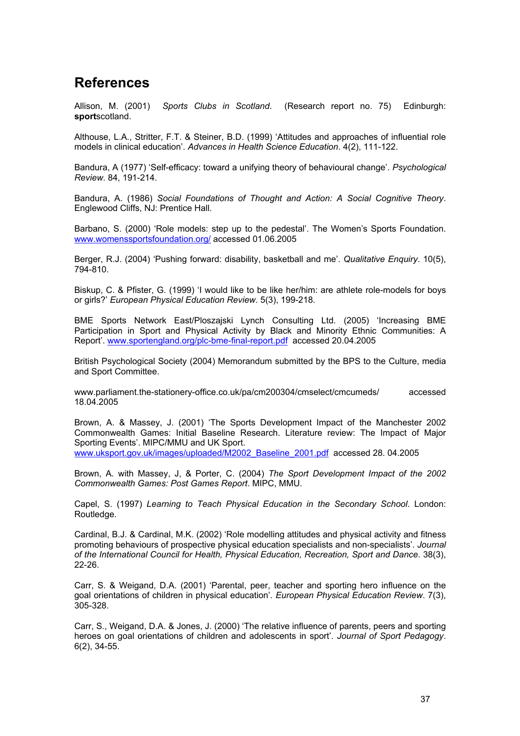## References

Allison, M. (2001) *Sports Clubs in Scotland*. (Research report no. 75) Edinburgh: **sport**scotland.

Althouse, L.A., Stritter, F.T. & Steiner, B.D. (1999) 'Attitudes and approaches of influential role models in clinical education'. *Advances in Health Science Education*. 4(2), 111-122.

Bandura, A (1977) 'Self-efficacy: toward a unifying theory of behavioural change'. *Psychological Review*. 84, 191-214.

Bandura, A. (1986) *Social Foundations of Thought and Action: A Social Cognitive Theory*. Englewood Cliffs, NJ: Prentice Hall.

Barbano, S. (2000) 'Role models: step up to the pedestal'. The Women's Sports Foundation. www.womenssportsfoundation.org/ accessed 01.06.2005

Berger, R.J. (2004) 'Pushing forward: disability, basketball and me'. *Qualitative Enquiry*. 10(5), 794-810.

Biskup, C. & Pfister, G. (1999) 'I would like to be like her/him: are athlete role-models for boys or girls?' *European Physical Education Review*. 5(3), 199-218.

BME Sports Network East/Ploszajski Lynch Consulting Ltd. (2005) 'Increasing BME Participation in Sport and Physical Activity by Black and Minority Ethnic Communities: A Report'. www.sportengland.org/plc-bme-final-report.pdf accessed 20.04.2005

British Psychological Society (2004) Memorandum submitted by the BPS to the Culture, media and Sport Committee.

www.parliament.the-stationery-office.co.uk/pa/cm200304/cmselect/cmcumeds/ accessed 18.04.2005

Brown, A. & Massey, J. (2001) 'The Sports Development Impact of the Manchester 2002 Commonwealth Games: Initial Baseline Research. Literature review: The Impact of Major Sporting Events'. MIPC/MMU and UK Sport.
www.uksport.gov.uk/images/uploaded/M2002_Baseline_2001.pdf accessed 28. 04.2005

Brown, A. with Massey, J, & Porter, C. (2004) *The Sport Development Impact of the 2002 Commonwealth Games: Post Games Report*. MIPC, MMU.

Capel, S. (1997) *Learning to Teach Physical Education in the Secondary School*. London: Routledge.

Cardinal, B.J. & Cardinal, M.K. (2002) 'Role modelling attitudes and physical activity and fitness promoting behaviours of prospective physical education specialists and non-specialists'. *Journal of the International Council for Health, Physical Education, Recreation, Sport and Dance*. 38(3), 22-26.

Carr, S. & Weigand, D.A. (2001) 'Parental, peer, teacher and sporting hero influence on the goal orientations of children in physical education'. *European Physical Education Review*. 7(3), 305-328.

Carr, S., Weigand, D.A. & Jones, J. (2000) 'The relative influence of parents, peers and sporting heroes on goal orientations of children and adolescents in sport'. *Journal of Sport Pedagogy*. 6(2), 34-55.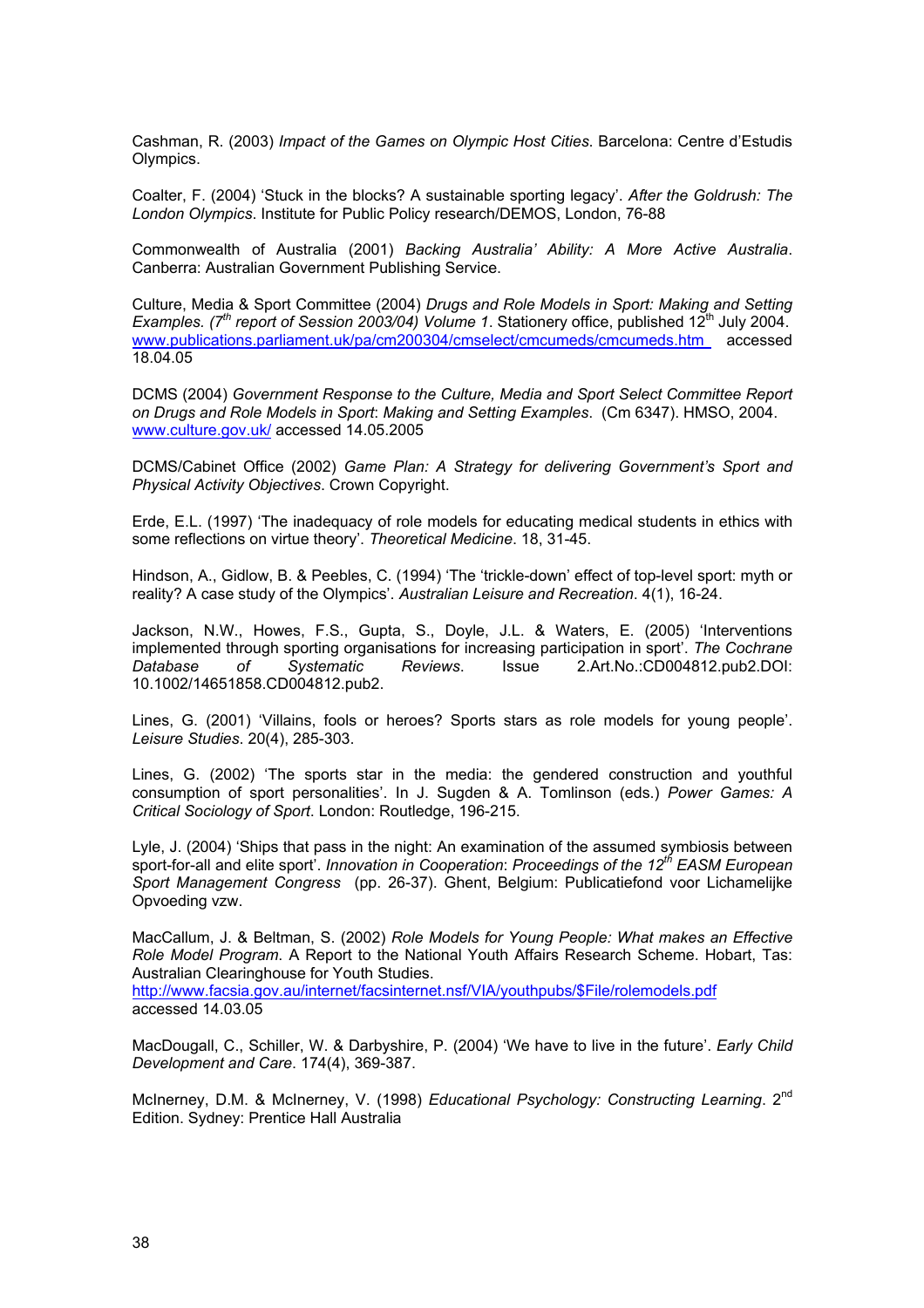Cashman, R. (2003) *Impact of the Games on Olympic Host Cities*. Barcelona: Centre d'Estudis Olympics.

Coalter, F. (2004) 'Stuck in the blocks? A sustainable sporting legacy'. *After the Goldrush: The London Olympics*. Institute for Public Policy research/DEMOS, London, 76-88

Commonwealth of Australia (2001) *Backing Australia' Ability: A More Active Australia*. Canberra: Australian Government Publishing Service.

Culture, Media & Sport Committee (2004) *Drugs and Role Models in Sport: Making and Setting Examples. (7th report of Session 2003/04) Volume 1*. Stationery office, published 12th July 2004. www.publications.parliament.uk/pa/cm200304/cmselect/cmcumeds/cmcumeds.htm accessed 18.04.05

DCMS (2004) *Government Response to the Culture, Media and Sport Select Committee Report on Drugs and Role Models in Sport: Making and Setting Examples*. (Cm 6347). HMSO, 2004. www.culture.gov.uk/ accessed 14.05.2005

DCMS/Cabinet Office (2002) *Game Plan: A Strategy for delivering Government's Sport and Physical Activity Objectives*. Crown Copyright.

Erde, E.L. (1997) 'The inadequacy of role models for educating medical students in ethics with some reflections on virtue theory'. *Theoretical Medicine*. 18, 31-45.

Hindson, A., Gidlow, B. & Peebles, C. (1994) 'The 'trickle-down' effect of top-level sport: myth or reality? A case study of the Olympics'. *Australian Leisure and Recreation*. 4(1), 16-24.

Jackson, N.W., Howes, F.S., Gupta, S., Doyle, J.L. & Waters, E. (2005) 'Interventions implemented through sporting organisations for increasing participation in sport'. *The Cochrane Database of Systematic Reviews*. Issue 2.Art.No.:CD004812.pub2.DOI: 10.1002/14651858.CD004812.pub2.

Lines, G. (2001) 'Villains, fools or heroes? Sports stars as role models for young people'. *Leisure Studies*. 20(4), 285-303.

Lines, G. (2002) 'The sports star in the media: the gendered construction and youthful consumption of sport personalities'. In J. Sugden & A. Tomlinson (eds.) *Power Games: A Critical Sociology of Sport*. London: Routledge, 196-215.

Lyle, J. (2004) 'Ships that pass in the night: An examination of the assumed symbiosis between sport-for-all and elite sport'. *Innovation in Cooperation*: *Proceedings of the 12th EASM European Sport Management Congress* (pp. 26-37). Ghent, Belgium: Publicatiefond voor Lichamelijke Opvoeding vzw.

MacCallum, J. & Beltman, S. (2002) *Role Models for Young People: What makes an Effective Role Model Program*. A Report to the National Youth Affairs Research Scheme. Hobart, Tas: Australian Clearinghouse for Youth Studies.
http://www.facsia.gov.au/internet/facsinternet.nsf/VIA/youthpubs/$File/rolemodels.pdf accessed 14.03.05

MacDougall, C., Schiller, W. & Darbyshire, P. (2004) 'We have to live in the future'. *Early Child Development and Care*. 174(4), 369-387.

McInerney, D.M. & McInerney, V. (1998) *Educational Psychology: Constructing Learning*. 2nd Edition. Sydney: Prentice Hall Australia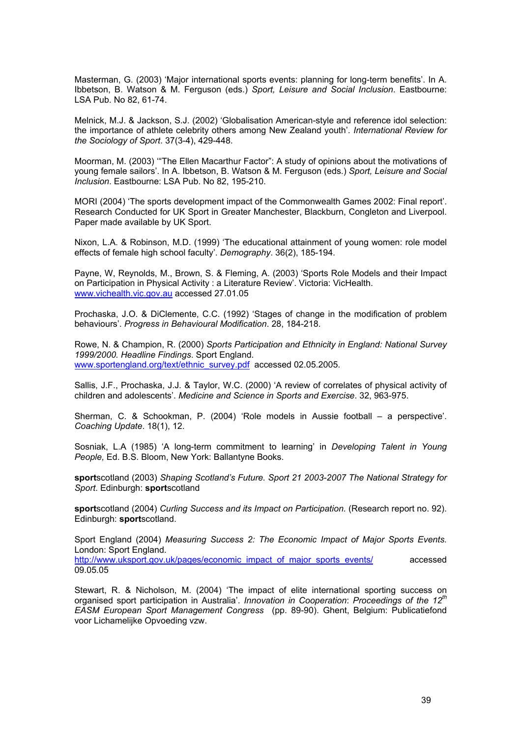Masterman, G. (2003) 'Major international sports events: planning for long-term benefits'. In A. Ibbetson, B. Watson & M. Ferguson (eds.) *Sport, Leisure and Social Inclusion*. Eastbourne: LSA Pub. No 82, 61-74.

Melnick, M.J. & Jackson, S.J. (2002) 'Globalisation American-style and reference idol selection: the importance of athlete celebrity others among New Zealand youth'. *International Review for the Sociology of Sport*. 37(3-4), 429-448.

Moorman, M. (2003) '"The Ellen Macarthur Factor": A study of opinions about the motivations of young female sailors'. In A. Ibbetson, B. Watson & M. Ferguson (eds.) *Sport, Leisure and Social Inclusion*. Eastbourne: LSA Pub. No 82, 195-210.

MORI (2004) 'The sports development impact of the Commonwealth Games 2002: Final report'. Research Conducted for UK Sport in Greater Manchester, Blackburn, Congleton and Liverpool. Paper made available by UK Sport.

Nixon, L.A. & Robinson, M.D. (1999) 'The educational attainment of young women: role model effects of female high school faculty'. *Demography*. 36(2), 185-194.

Payne, W, Reynolds, M., Brown, S. & Fleming, A. (2003) 'Sports Role Models and their Impact on Participation in Physical Activity : a Literature Review'. Victoria: VicHealth. www.vichealth.vic.gov.au accessed 27.01.05

Prochaska, J.O. & DiClemente, C.C. (1992) 'Stages of change in the modification of problem behaviours'. *Progress in Behavioural Modification*. 28, 184-218.

Rowe, N. & Champion, R. (2000) *Sports Participation and Ethnicity in England: National Survey 1999/2000. Headline Findings*. Sport England. www.sportengland.org/text/ethnic_survey.pdf accessed 02.05.2005.

Sallis, J.F., Prochaska, J.J. & Taylor, W.C. (2000) 'A review of correlates of physical activity of children and adolescents'. *Medicine and Science in Sports and Exercise*. 32, 963-975.

Sherman, C. & Schookman, P. (2004) 'Role models in Aussie football – a perspective'. *Coaching Update*. 18(1), 12.

Sosniak, L.A (1985) 'A long-term commitment to learning' in *Developing Talent in Young People,* Ed. B.S. Bloom, New York: Ballantyne Books.

**sport**scotland (2003) *Shaping Scotland's Future. Sport 21 2003-2007 The National Strategy for Sport.* Edinburgh: **sport**scotland

**sport**scotland (2004) *Curling Success and its Impact on Participation.* (Research report no. 92). Edinburgh: **sport**scotland.

Sport England (2004) *Measuring Success 2: The Economic Impact of Major Sports Events.* London: Sport England. http://www.uksport.gov.uk/pages/economic_impact_of_major_sports_events/ accessed 09.05.05

Stewart, R. & Nicholson, M. (2004) 'The impact of elite international sporting success on organised sport participation in Australia'. *Innovation in Cooperation*: *Proceedings of the 12th EASM European Sport Management Congress* (pp. 89-90). Ghent, Belgium: Publicatiefond voor Lichamelijke Opvoeding vzw.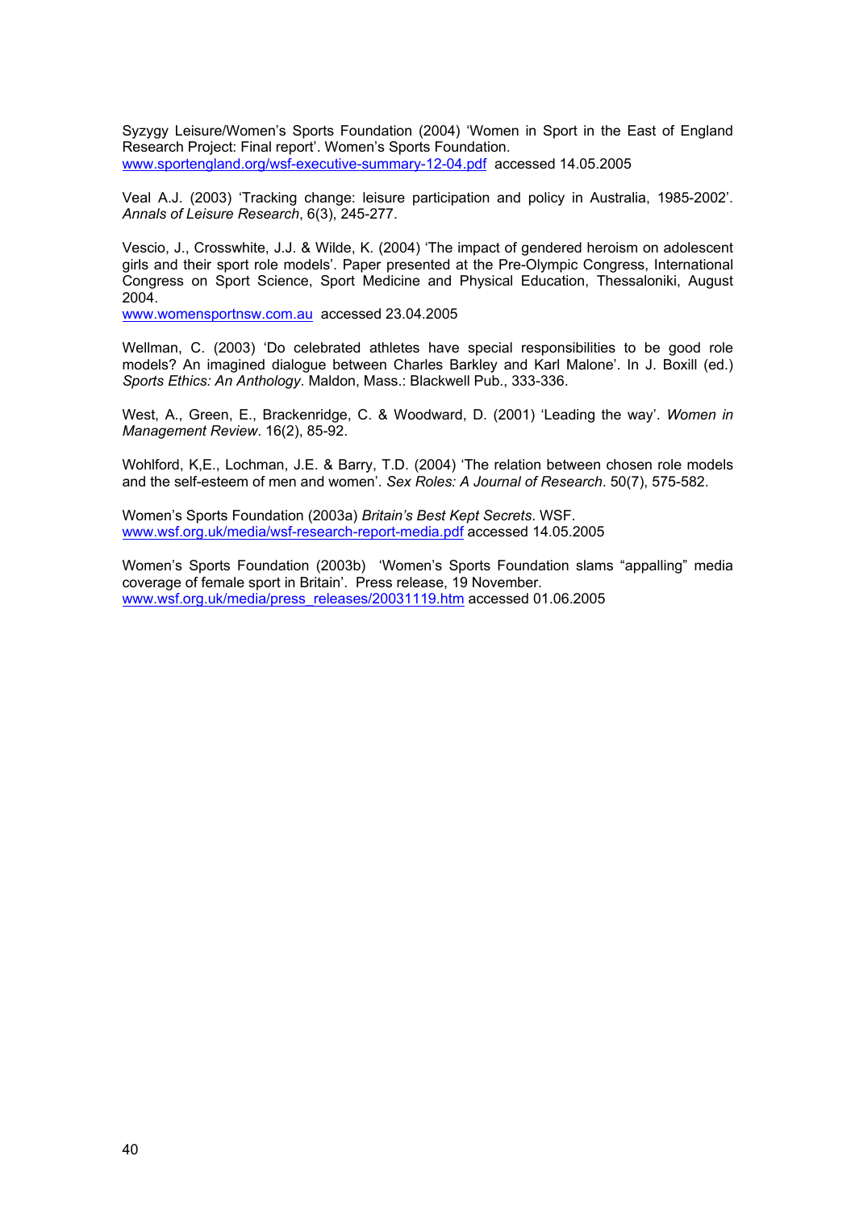Syzygy Leisure/Women's Sports Foundation (2004) 'Women in Sport in the East of England Research Project: Final report'. Women's Sports Foundation.
www.sportengland.org/wsf-executive-summary-12-04.pdf accessed 14.05.2005

Veal A.J. (2003) 'Tracking change: leisure participation and policy in Australia, 1985-2002'. *Annals of Leisure Research*, 6(3), 245-277.

Vescio, J., Crosswhite, J.J. & Wilde, K. (2004) 'The impact of gendered heroism on adolescent girls and their sport role models'. Paper presented at the Pre-Olympic Congress, International Congress on Sport Science, Sport Medicine and Physical Education, Thessaloniki, August 2004.
www.womensportnsw.com.au accessed 23.04.2005

Wellman, C. (2003) 'Do celebrated athletes have special responsibilities to be good role models? An imagined dialogue between Charles Barkley and Karl Malone'. In J. Boxill (ed.) *Sports Ethics: An Anthology*. Maldon, Mass.: Blackwell Pub., 333-336.

West, A., Green, E., Brackenridge, C. & Woodward, D. (2001) 'Leading the way'. *Women in Management Review*. 16(2), 85-92.

Wohlford, K,E., Lochman, J.E. & Barry, T.D. (2004) 'The relation between chosen role models and the self-esteem of men and women'. *Sex Roles: A Journal of Research*. 50(7), 575-582.

Women's Sports Foundation (2003a) *Britain's Best Kept Secrets*. WSF.
www.wsf.org.uk/media/wsf-research-report-media.pdf accessed 14.05.2005

Women's Sports Foundation (2003b) 'Women's Sports Foundation slams "appalling" media coverage of female sport in Britain'. Press release, 19 November.
www.wsf.org.uk/media/press_releases/20031119.htm accessed 01.06.2005